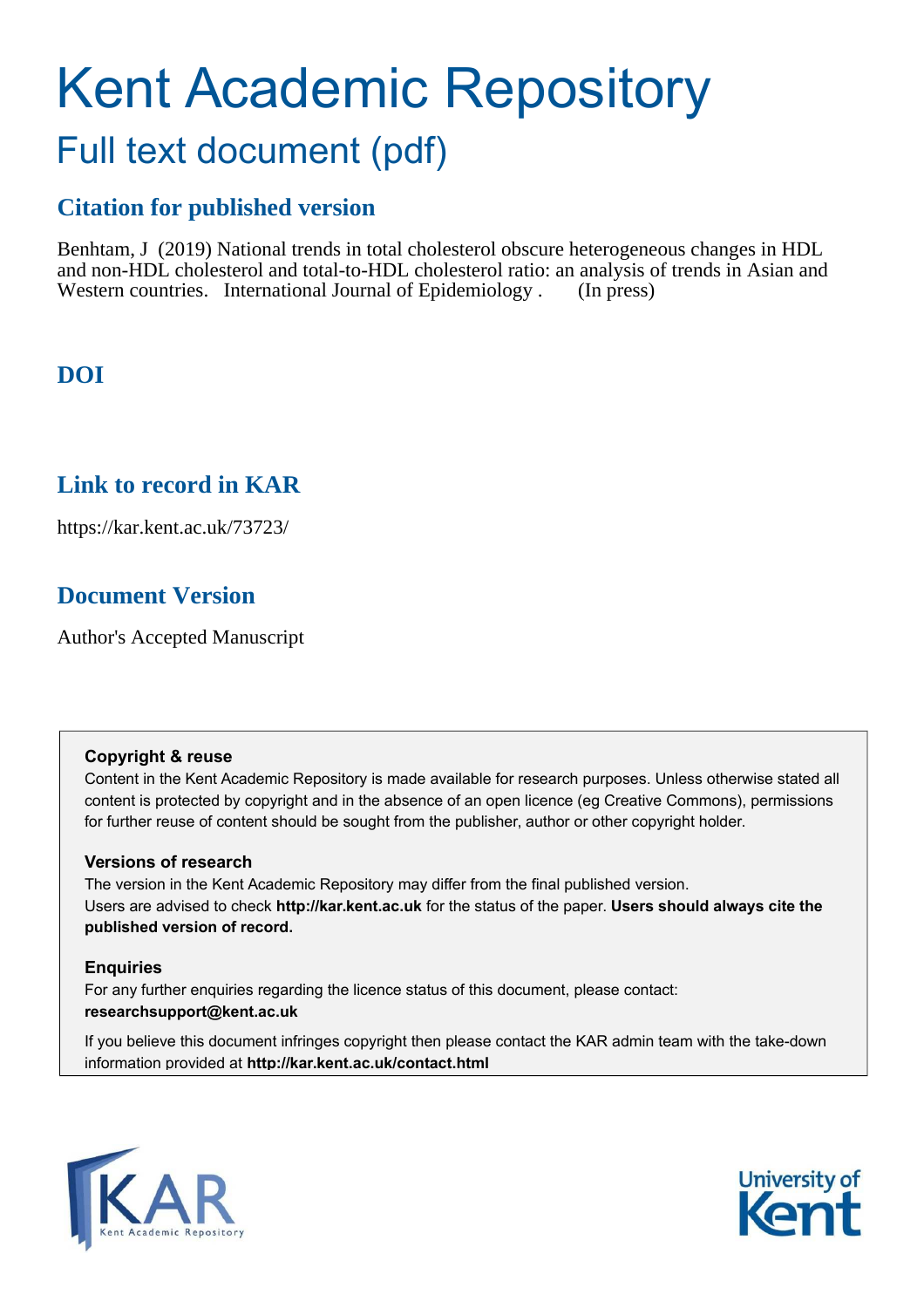# Kent Academic Repository

## Full text document (pdf)

### Citation for published version

Benhtam, J (2019) National trends in total cholesterol obscure heterogeneous changes in HDL and non-HDL cholesterol and total-to-HDL cholesterol ratio: an analysis of trends in Asian and Western countries. International Journal of Epidemiology . (In press)

### DOI

### Link to record in KAR

https://kar.kent.ac.uk/73723/

### Document Version

Author's Accepted Manuscript

**Copyright & reuse**

Content in the Kent Academic Repository is made available for research purposes. Unless otherwise stated all content is protected by copyright and in the absence of an open licence (eg Creative Commons), permissions for further reuse of content should be sought from the publisher, author or other copyright holder.

**Versions of research**

The version in the Kent Academic Repository may differ from the final published version. Users are advised to check **http://kar.kent.ac.uk** for the status of the paper. **Users should always cite the published version of record.**

**Enquiries**

For any further enquiries regarding the licence status of this document, please contact: **researchsupport@kent.ac.uk**

If you believe this document infringes copyright then please contact the KAR admin team with the take-down information provided at **http://kar.kent.ac.uk/contact.html**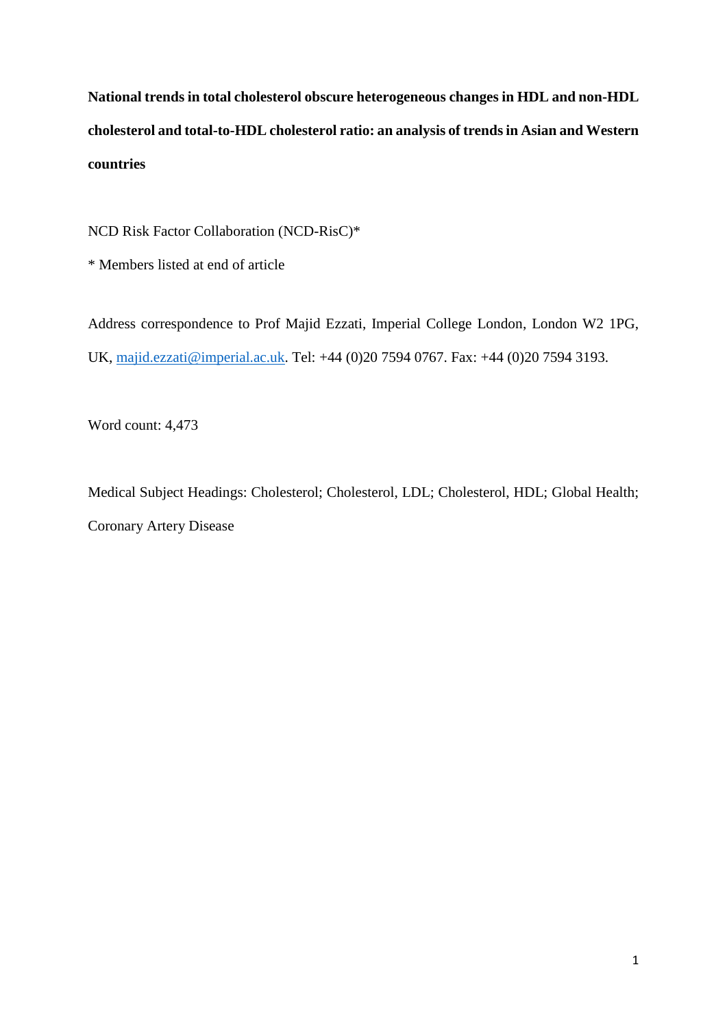**National trends in total cholesterol obscure heterogeneous changes in HDL and non-HDL cholesterol and total-to-HDL cholesterol ratio: an analysis of trends in Asian and Western countries**

NCD Risk Factor Collaboration (NCD-RisC)*

* Members listed at end of article

Address correspondence to Prof Majid Ezzati, Imperial College London, London W2 1PG, UK, majid.ezzati@imperial.ac.uk. Tel: +44 (0)20 7594 0767. Fax: +44 (0)20 7594 3193.

Word count: 4,473

Medical Subject Headings: Cholesterol; Cholesterol, LDL; Cholesterol, HDL; Global Health; Coronary Artery Disease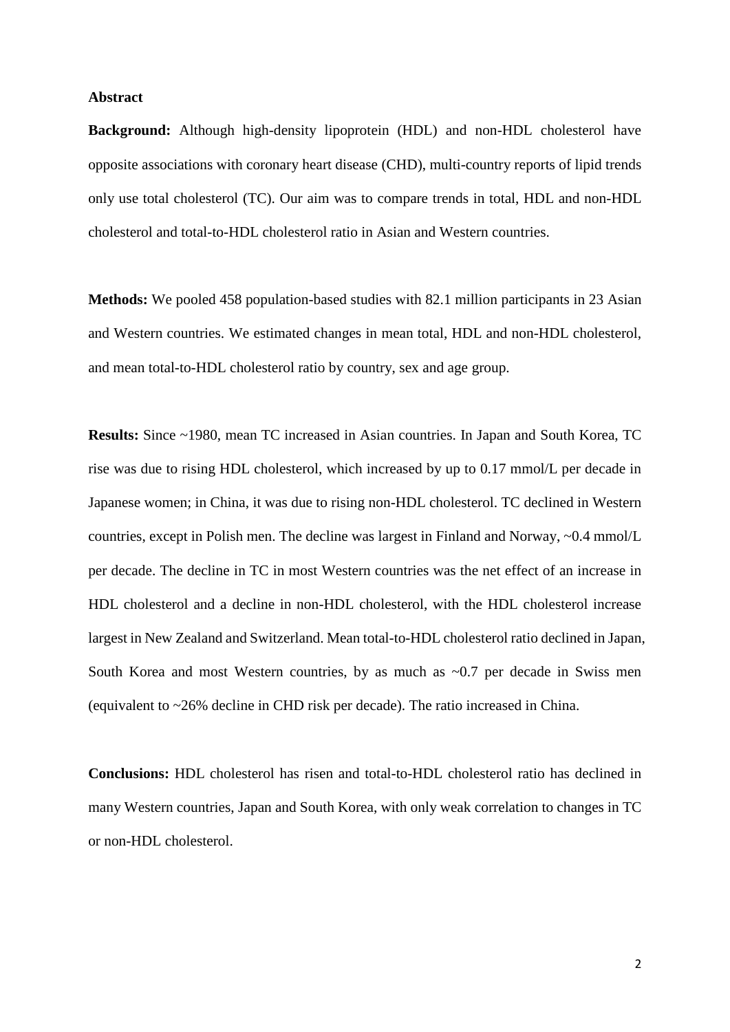## Abstract

**Background:** Although high-density lipoprotein (HDL) and non-HDL cholesterol have opposite associations with coronary heart disease (CHD), multi-country reports of lipid trends only use total cholesterol (TC). Our aim was to compare trends in total, HDL and non-HDL cholesterol and total-to-HDL cholesterol ratio in Asian and Western countries.

**Methods:** We pooled 458 population-based studies with 82.1 million participants in 23 Asian and Western countries. We estimated changes in mean total, HDL and non-HDL cholesterol, and mean total-to-HDL cholesterol ratio by country, sex and age group.

**Results:** Since ~1980, mean TC increased in Asian countries. In Japan and South Korea, TC rise was due to rising HDL cholesterol, which increased by up to 0.17 mmol/L per decade in Japanese women; in China, it was due to rising non-HDL cholesterol. TC declined in Western countries, except in Polish men. The decline was largest in Finland and Norway, ~0.4 mmol/L per decade. The decline in TC in most Western countries was the net effect of an increase in HDL cholesterol and a decline in non-HDL cholesterol, with the HDL cholesterol increase largest in New Zealand and Switzerland. Mean total-to-HDL cholesterol ratio declined in Japan, South Korea and most Western countries, by as much as ~0.7 per decade in Swiss men (equivalent to ~26% decline in CHD risk per decade). The ratio increased in China.

**Conclusions:** HDL cholesterol has risen and total-to-HDL cholesterol ratio has declined in many Western countries, Japan and South Korea, with only weak correlation to changes in TC or non-HDL cholesterol.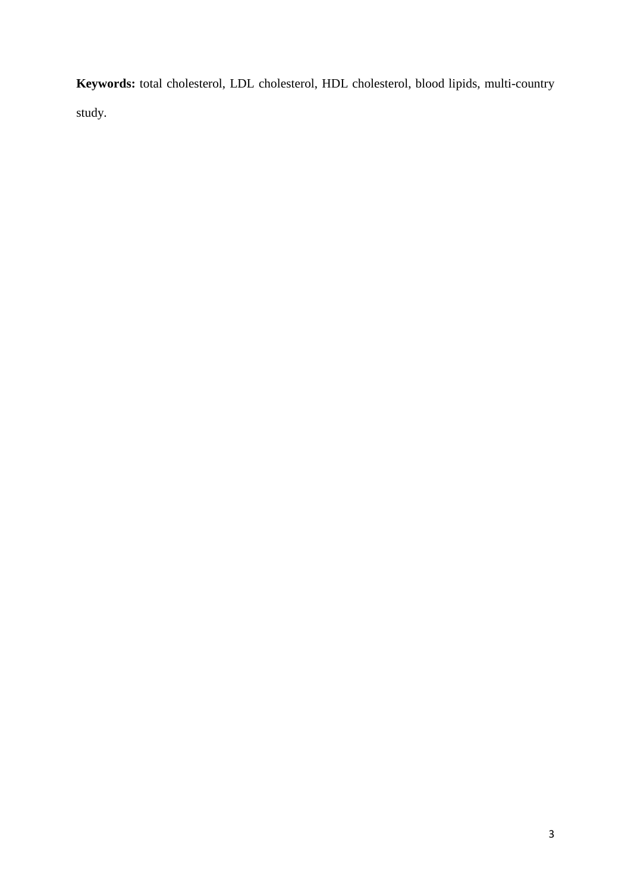**Keywords:** total cholesterol, LDL cholesterol, HDL cholesterol, blood lipids, multi-country study.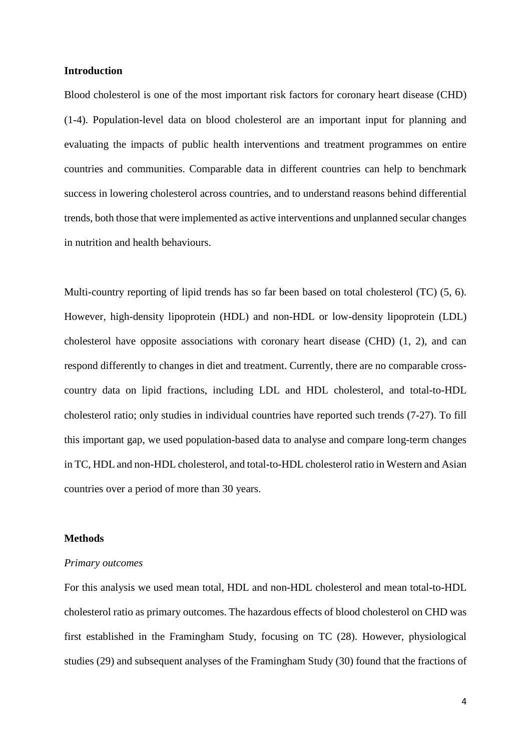## Introduction

Blood cholesterol is one of the most important risk factors for coronary heart disease (CHD) (1-4). Population-level data on blood cholesterol are an important input for planning and evaluating the impacts of public health interventions and treatment programmes on entire countries and communities. Comparable data in different countries can help to benchmark success in lowering cholesterol across countries, and to understand reasons behind differential trends, both those that were implemented as active interventions and unplanned secular changes in nutrition and health behaviours.

Multi-country reporting of lipid trends has so far been based on total cholesterol (TC) (5, 6). However, high-density lipoprotein (HDL) and non-HDL or low-density lipoprotein (LDL) cholesterol have opposite associations with coronary heart disease (CHD) (1, 2), and can respond differently to changes in diet and treatment. Currently, there are no comparable cross-country data on lipid fractions, including LDL and HDL cholesterol, and total-to-HDL cholesterol ratio; only studies in individual countries have reported such trends (7-27). To fill this important gap, we used population-based data to analyse and compare long-term changes in TC, HDL and non-HDL cholesterol, and total-to-HDL cholesterol ratio in Western and Asian countries over a period of more than 30 years.

## Methods

### *Primary outcomes*

For this analysis we used mean total, HDL and non-HDL cholesterol and mean total-to-HDL cholesterol ratio as primary outcomes. The hazardous effects of blood cholesterol on CHD was first established in the Framingham Study, focusing on TC (28). However, physiological studies (29) and subsequent analyses of the Framingham Study (30) found that the fractions of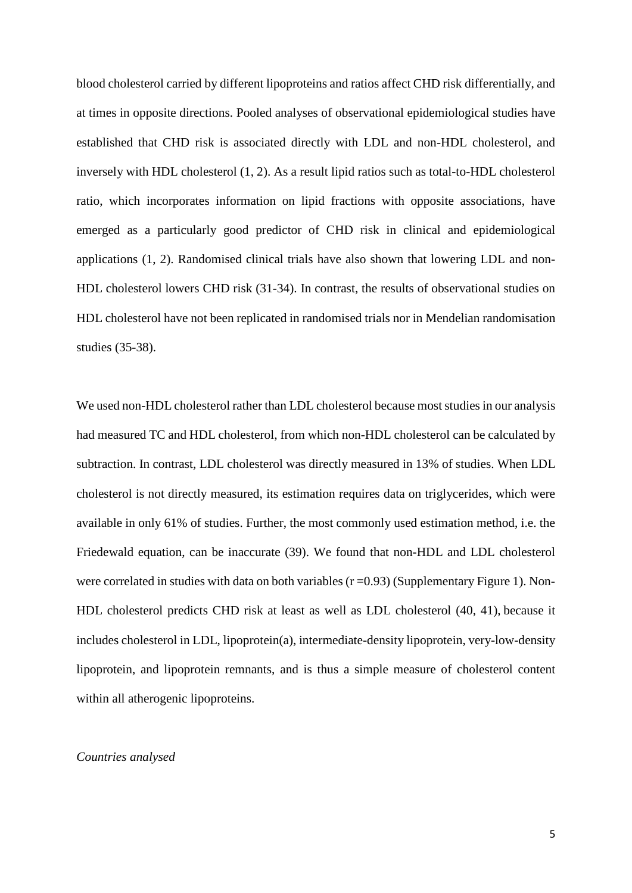blood cholesterol carried by different lipoproteins and ratios affect CHD risk differentially, and at times in opposite directions. Pooled analyses of observational epidemiological studies have established that CHD risk is associated directly with LDL and non-HDL cholesterol, and inversely with HDL cholesterol (1, 2). As a result lipid ratios such as total-to-HDL cholesterol ratio, which incorporates information on lipid fractions with opposite associations, have emerged as a particularly good predictor of CHD risk in clinical and epidemiological applications (1, 2). Randomised clinical trials have also shown that lowering LDL and non-HDL cholesterol lowers CHD risk (31-34). In contrast, the results of observational studies on HDL cholesterol have not been replicated in randomised trials nor in Mendelian randomisation studies (35-38).

We used non-HDL cholesterol rather than LDL cholesterol because most studies in our analysis had measured TC and HDL cholesterol, from which non-HDL cholesterol can be calculated by subtraction. In contrast, LDL cholesterol was directly measured in 13% of studies. When LDL cholesterol is not directly measured, its estimation requires data on triglycerides, which were available in only 61% of studies. Further, the most commonly used estimation method, i.e. the Friedewald equation, can be inaccurate (39). We found that non-HDL and LDL cholesterol were correlated in studies with data on both variables ($r = 0.93$) (Supplementary Figure 1). Non-HDL cholesterol predicts CHD risk at least as well as LDL cholesterol (40, 41), because it includes cholesterol in LDL, lipoprotein(a), intermediate-density lipoprotein, very-low-density lipoprotein, and lipoprotein remnants, and is thus a simple measure of cholesterol content within all atherogenic lipoproteins.

*Countries analysed*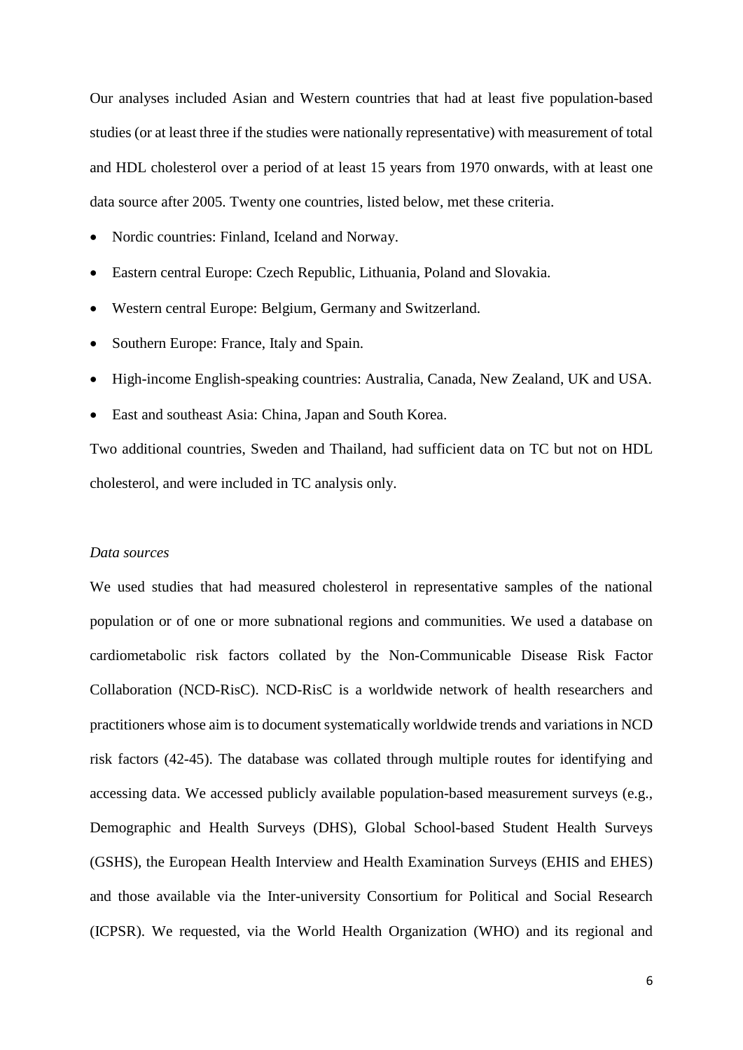Our analyses included Asian and Western countries that had at least five population-based studies (or at least three if the studies were nationally representative) with measurement of total and HDL cholesterol over a period of at least 15 years from 1970 onwards, with at least one data source after 2005. Twenty one countries, listed below, met these criteria.

- Nordic countries: Finland, Iceland and Norway.
- Eastern central Europe: Czech Republic, Lithuania, Poland and Slovakia.
- Western central Europe: Belgium, Germany and Switzerland.
- Southern Europe: France, Italy and Spain.
- High-income English-speaking countries: Australia, Canada, New Zealand, UK and USA.
- East and southeast Asia: China, Japan and South Korea.

Two additional countries, Sweden and Thailand, had sufficient data on TC but not on HDL cholesterol, and were included in TC analysis only.

*Data sources*

We used studies that had measured cholesterol in representative samples of the national population or of one or more subnational regions and communities. We used a database on cardiometabolic risk factors collated by the Non-Communicable Disease Risk Factor Collaboration (NCD-RisC). NCD-RisC is a worldwide network of health researchers and practitioners whose aim is to document systematically worldwide trends and variations in NCD risk factors (42-45). The database was collated through multiple routes for identifying and accessing data. We accessed publicly available population-based measurement surveys (e.g., Demographic and Health Surveys (DHS), Global School-based Student Health Surveys (GSHS), the European Health Interview and Health Examination Surveys (EHIS and EHES) and those available via the Inter-university Consortium for Political and Social Research (ICPSR). We requested, via the World Health Organization (WHO) and its regional and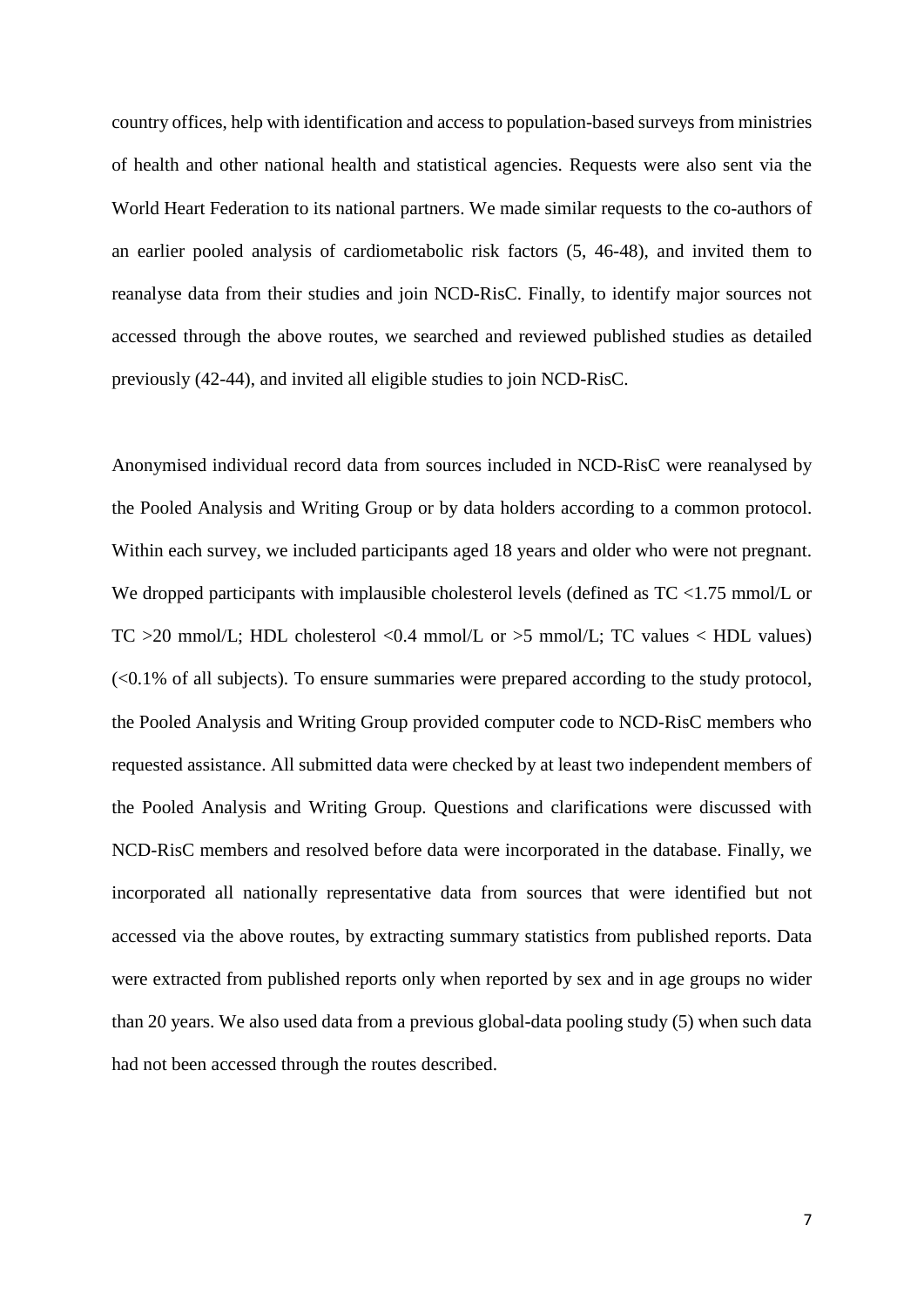country offices, help with identification and access to population-based surveys from ministries of health and other national health and statistical agencies. Requests were also sent via the World Heart Federation to its national partners. We made similar requests to the co-authors of an earlier pooled analysis of cardiometabolic risk factors (5, 46-48), and invited them to reanalyse data from their studies and join NCD-RisC. Finally, to identify major sources not accessed through the above routes, we searched and reviewed published studies as detailed previously (42-44), and invited all eligible studies to join NCD-RisC.

Anonymised individual record data from sources included in NCD-RisC were reanalysed by the Pooled Analysis and Writing Group or by data holders according to a common protocol. Within each survey, we included participants aged 18 years and older who were not pregnant. We dropped participants with implausible cholesterol levels (defined as TC <1.75 mmol/L or TC >20 mmol/L; HDL cholesterol <0.4 mmol/L or >5 mmol/L; TC values < HDL values) (<0.1% of all subjects). To ensure summaries were prepared according to the study protocol, the Pooled Analysis and Writing Group provided computer code to NCD-RisC members who requested assistance. All submitted data were checked by at least two independent members of the Pooled Analysis and Writing Group. Questions and clarifications were discussed with NCD-RisC members and resolved before data were incorporated in the database. Finally, we incorporated all nationally representative data from sources that were identified but not accessed via the above routes, by extracting summary statistics from published reports. Data were extracted from published reports only when reported by sex and in age groups no wider than 20 years. We also used data from a previous global-data pooling study (5) when such data had not been accessed through the routes described.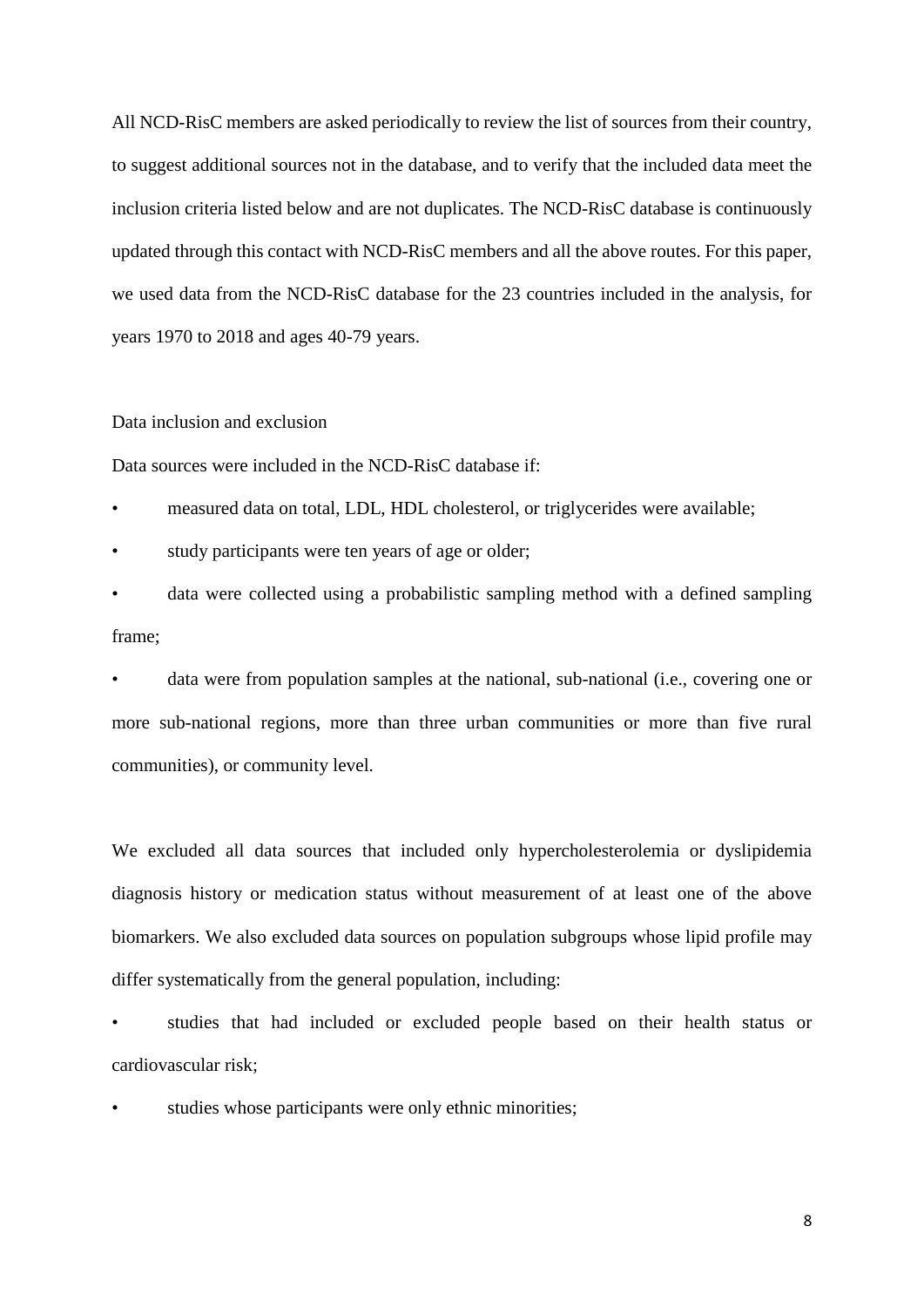All NCD-RisC members are asked periodically to review the list of sources from their country, to suggest additional sources not in the database, and to verify that the included data meet the inclusion criteria listed below and are not duplicates. The NCD-RisC database is continuously updated through this contact with NCD-RisC members and all the above routes. For this paper, we used data from the NCD-RisC database for the 23 countries included in the analysis, for years 1970 to 2018 and ages 40-79 years.

Data inclusion and exclusion

Data sources were included in the NCD-RisC database if:

- measured data on total, LDL, HDL cholesterol, or triglycerides were available;
- study participants were ten years of age or older;
- data were collected using a probabilistic sampling method with a defined sampling frame;
- data were from population samples at the national, sub-national (i.e., covering one or more sub-national regions, more than three urban communities or more than five rural communities), or community level.

We excluded all data sources that included only hypercholesterolemia or dyslipidemia diagnosis history or medication status without measurement of at least one of the above biomarkers. We also excluded data sources on population subgroups whose lipid profile may differ systematically from the general population, including:

- studies that had included or excluded people based on their health status or cardiovascular risk;
- studies whose participants were only ethnic minorities;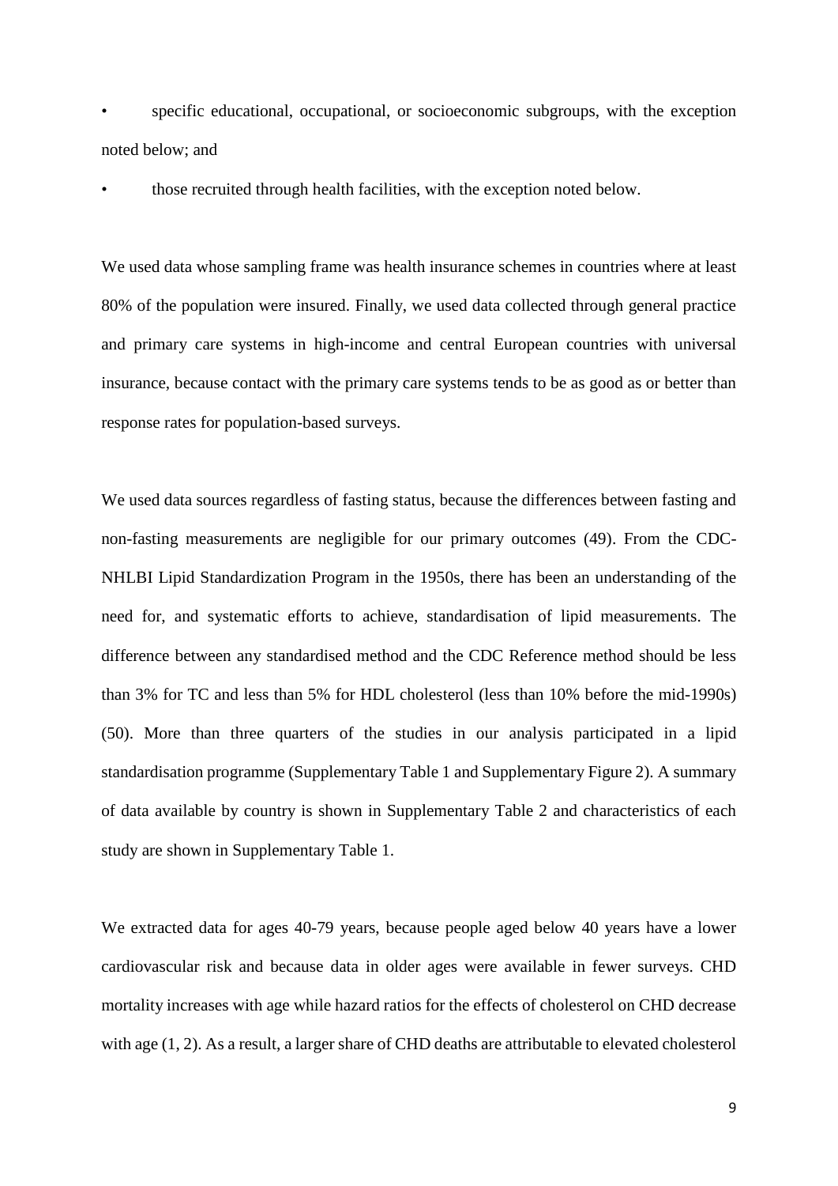- specific educational, occupational, or socioeconomic subgroups, with the exception noted below; and
- those recruited through health facilities, with the exception noted below.

We used data whose sampling frame was health insurance schemes in countries where at least 80% of the population were insured. Finally, we used data collected through general practice and primary care systems in high-income and central European countries with universal insurance, because contact with the primary care systems tends to be as good as or better than response rates for population-based surveys.

We used data sources regardless of fasting status, because the differences between fasting and non-fasting measurements are negligible for our primary outcomes (49). From the CDC-NHLBI Lipid Standardization Program in the 1950s, there has been an understanding of the need for, and systematic efforts to achieve, standardisation of lipid measurements. The difference between any standardised method and the CDC Reference method should be less than 3% for TC and less than 5% for HDL cholesterol (less than 10% before the mid-1990s) (50). More than three quarters of the studies in our analysis participated in a lipid standardisation programme (Supplementary Table 1 and Supplementary Figure 2). A summary of data available by country is shown in Supplementary Table 2 and characteristics of each study are shown in Supplementary Table 1.

We extracted data for ages 40-79 years, because people aged below 40 years have a lower cardiovascular risk and because data in older ages were available in fewer surveys. CHD mortality increases with age while hazard ratios for the effects of cholesterol on CHD decrease with age (1, 2). As a result, a larger share of CHD deaths are attributable to elevated cholesterol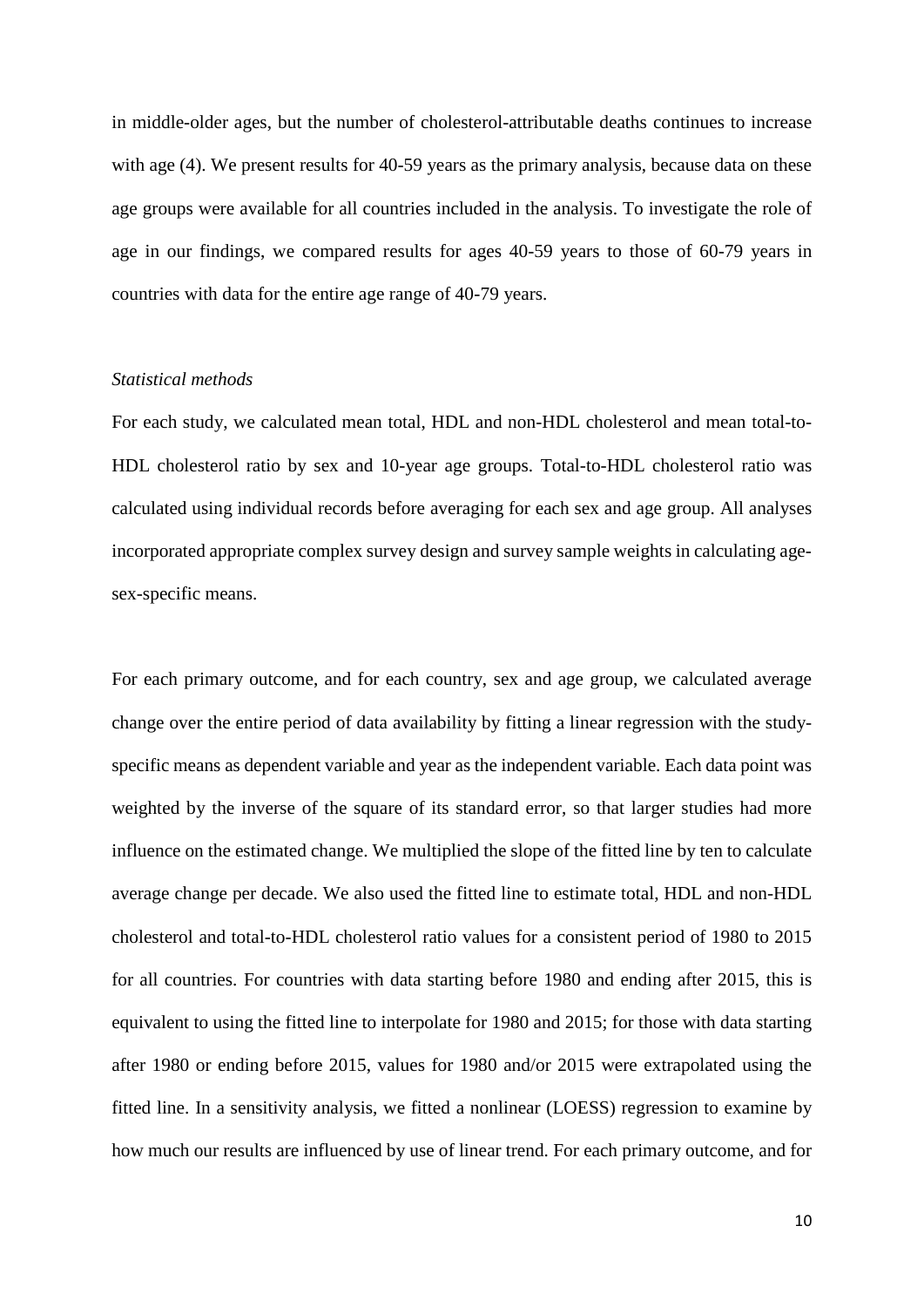in middle-older ages, but the number of cholesterol-attributable deaths continues to increase with age (4). We present results for 40-59 years as the primary analysis, because data on these age groups were available for all countries included in the analysis. To investigate the role of age in our findings, we compared results for ages 40-59 years to those of 60-79 years in countries with data for the entire age range of 40-79 years.

*Statistical methods*

For each study, we calculated mean total, HDL and non-HDL cholesterol and mean total-to-HDL cholesterol ratio by sex and 10-year age groups. Total-to-HDL cholesterol ratio was calculated using individual records before averaging for each sex and age group. All analyses incorporated appropriate complex survey design and survey sample weights in calculating age-sex-specific means.

For each primary outcome, and for each country, sex and age group, we calculated average change over the entire period of data availability by fitting a linear regression with the study-specific means as dependent variable and year as the independent variable. Each data point was weighted by the inverse of the square of its standard error, so that larger studies had more influence on the estimated change. We multiplied the slope of the fitted line by ten to calculate average change per decade. We also used the fitted line to estimate total, HDL and non-HDL cholesterol and total-to-HDL cholesterol ratio values for a consistent period of 1980 to 2015 for all countries. For countries with data starting before 1980 and ending after 2015, this is equivalent to using the fitted line to interpolate for 1980 and 2015; for those with data starting after 1980 or ending before 2015, values for 1980 and/or 2015 were extrapolated using the fitted line. In a sensitivity analysis, we fitted a nonlinear (LOESS) regression to examine by how much our results are influenced by use of linear trend. For each primary outcome, and for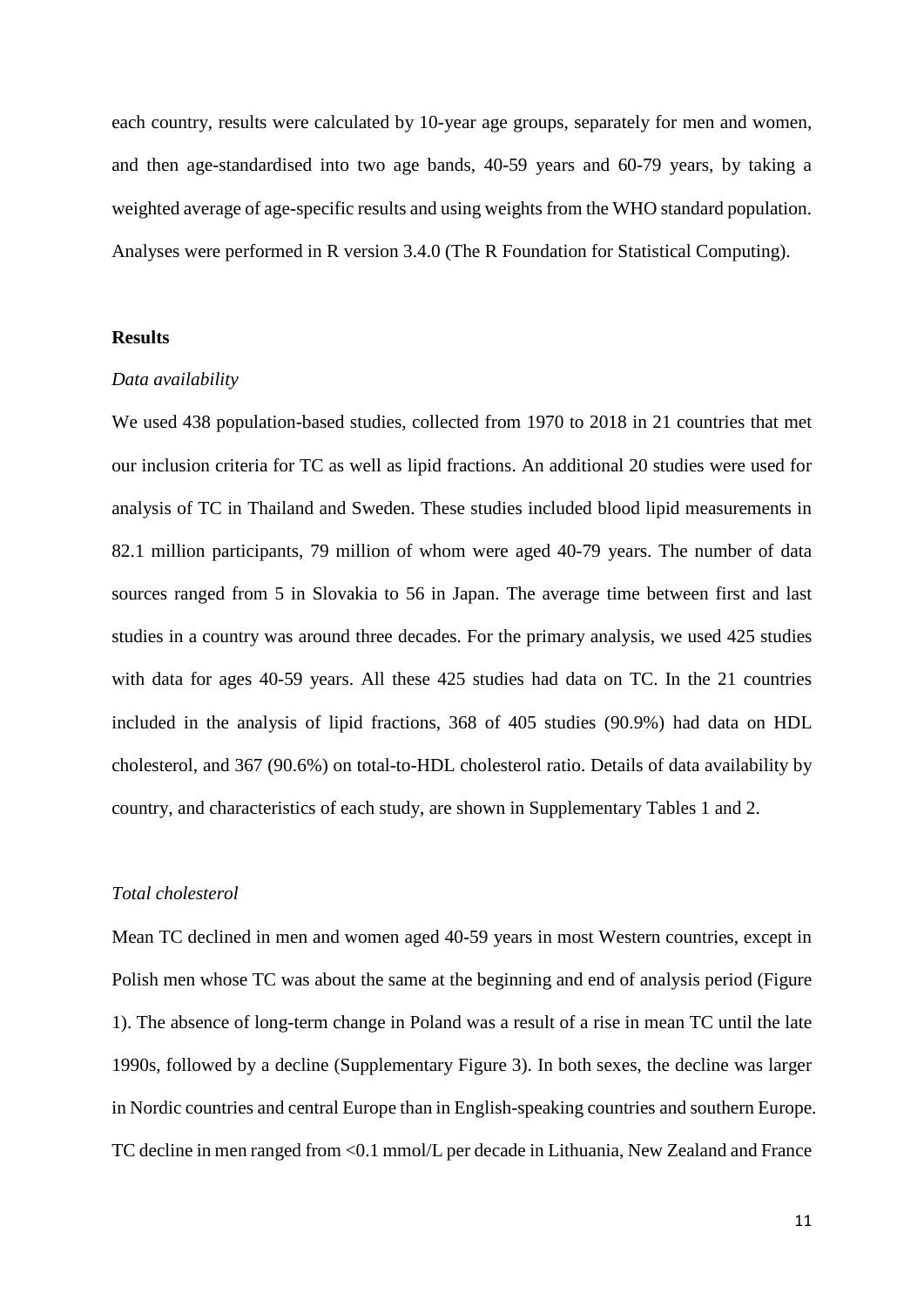each country, results were calculated by 10-year age groups, separately for men and women, and then age-standardised into two age bands, 40-59 years and 60-79 years, by taking a weighted average of age-specific results and using weights from the WHO standard population. Analyses were performed in R version 3.4.0 (The R Foundation for Statistical Computing).

## Results

### *Data availability*

We used 438 population-based studies, collected from 1970 to 2018 in 21 countries that met our inclusion criteria for TC as well as lipid fractions. An additional 20 studies were used for analysis of TC in Thailand and Sweden. These studies included blood lipid measurements in 82.1 million participants, 79 million of whom were aged 40-79 years. The number of data sources ranged from 5 in Slovakia to 56 in Japan. The average time between first and last studies in a country was around three decades. For the primary analysis, we used 425 studies with data for ages 40-59 years. All these 425 studies had data on TC. In the 21 countries included in the analysis of lipid fractions, 368 of 405 studies (90.9%) had data on HDL cholesterol, and 367 (90.6%) on total-to-HDL cholesterol ratio. Details of data availability by country, and characteristics of each study, are shown in Supplementary Tables 1 and 2.

### *Total cholesterol*

Mean TC declined in men and women aged 40-59 years in most Western countries, except in Polish men whose TC was about the same at the beginning and end of analysis period (Figure 1). The absence of long-term change in Poland was a result of a rise in mean TC until the late 1990s, followed by a decline (Supplementary Figure 3). In both sexes, the decline was larger in Nordic countries and central Europe than in English-speaking countries and southern Europe. TC decline in men ranged from <0.1 mmol/L per decade in Lithuania, New Zealand and France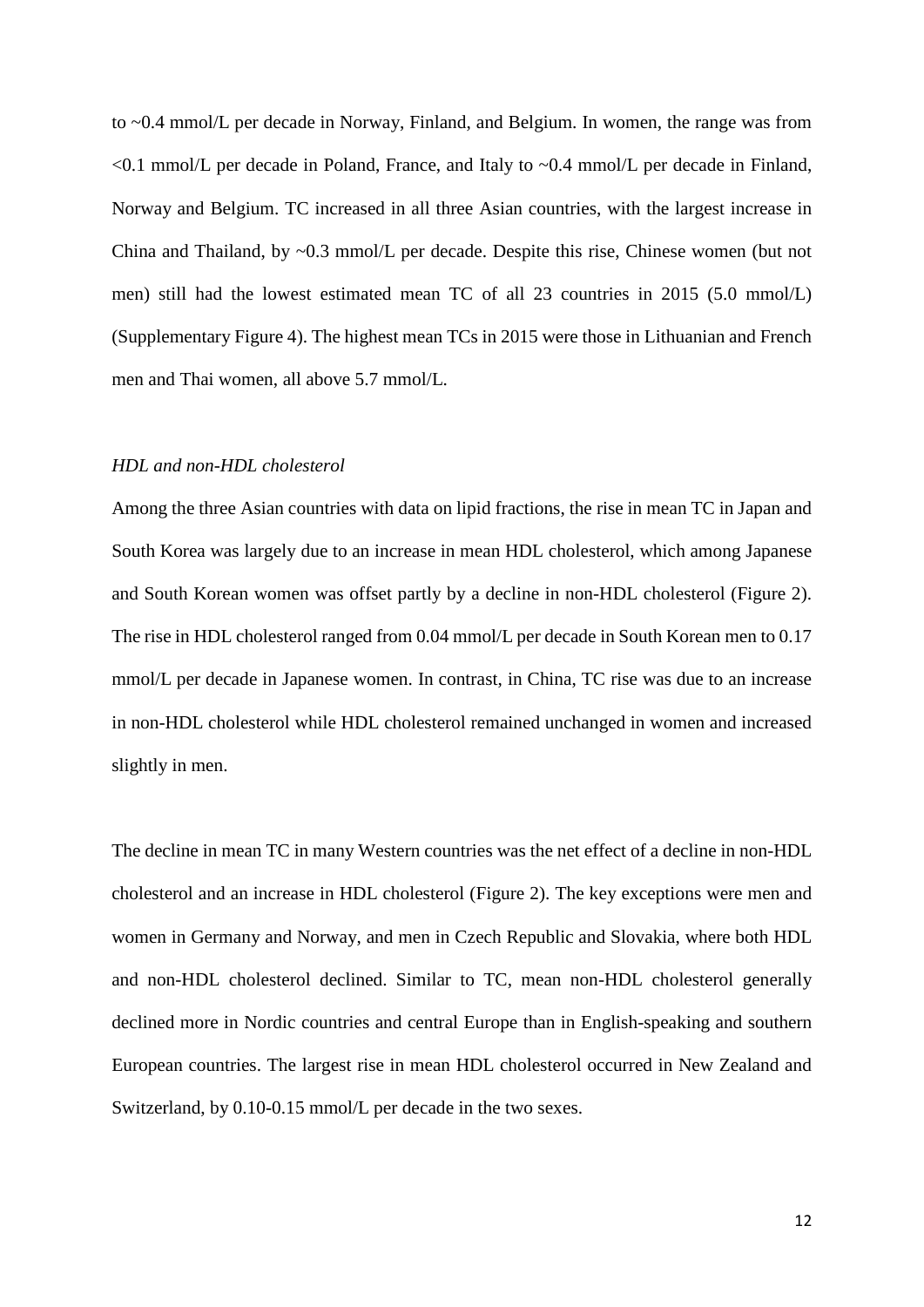to ~0.4 mmol/L per decade in Norway, Finland, and Belgium. In women, the range was from <0.1 mmol/L per decade in Poland, France, and Italy to ~0.4 mmol/L per decade in Finland, Norway and Belgium. TC increased in all three Asian countries, with the largest increase in China and Thailand, by ~0.3 mmol/L per decade. Despite this rise, Chinese women (but not men) still had the lowest estimated mean TC of all 23 countries in 2015 (5.0 mmol/L) (Supplementary Figure 4). The highest mean TCs in 2015 were those in Lithuanian and French men and Thai women, all above 5.7 mmol/L.

*HDL and non-HDL cholesterol*

Among the three Asian countries with data on lipid fractions, the rise in mean TC in Japan and South Korea was largely due to an increase in mean HDL cholesterol, which among Japanese and South Korean women was offset partly by a decline in non-HDL cholesterol (Figure 2). The rise in HDL cholesterol ranged from 0.04 mmol/L per decade in South Korean men to 0.17 mmol/L per decade in Japanese women. In contrast, in China, TC rise was due to an increase in non-HDL cholesterol while HDL cholesterol remained unchanged in women and increased slightly in men.

The decline in mean TC in many Western countries was the net effect of a decline in non-HDL cholesterol and an increase in HDL cholesterol (Figure 2). The key exceptions were men and women in Germany and Norway, and men in Czech Republic and Slovakia, where both HDL and non-HDL cholesterol declined. Similar to TC, mean non-HDL cholesterol generally declined more in Nordic countries and central Europe than in English-speaking and southern European countries. The largest rise in mean HDL cholesterol occurred in New Zealand and Switzerland, by 0.10-0.15 mmol/L per decade in the two sexes.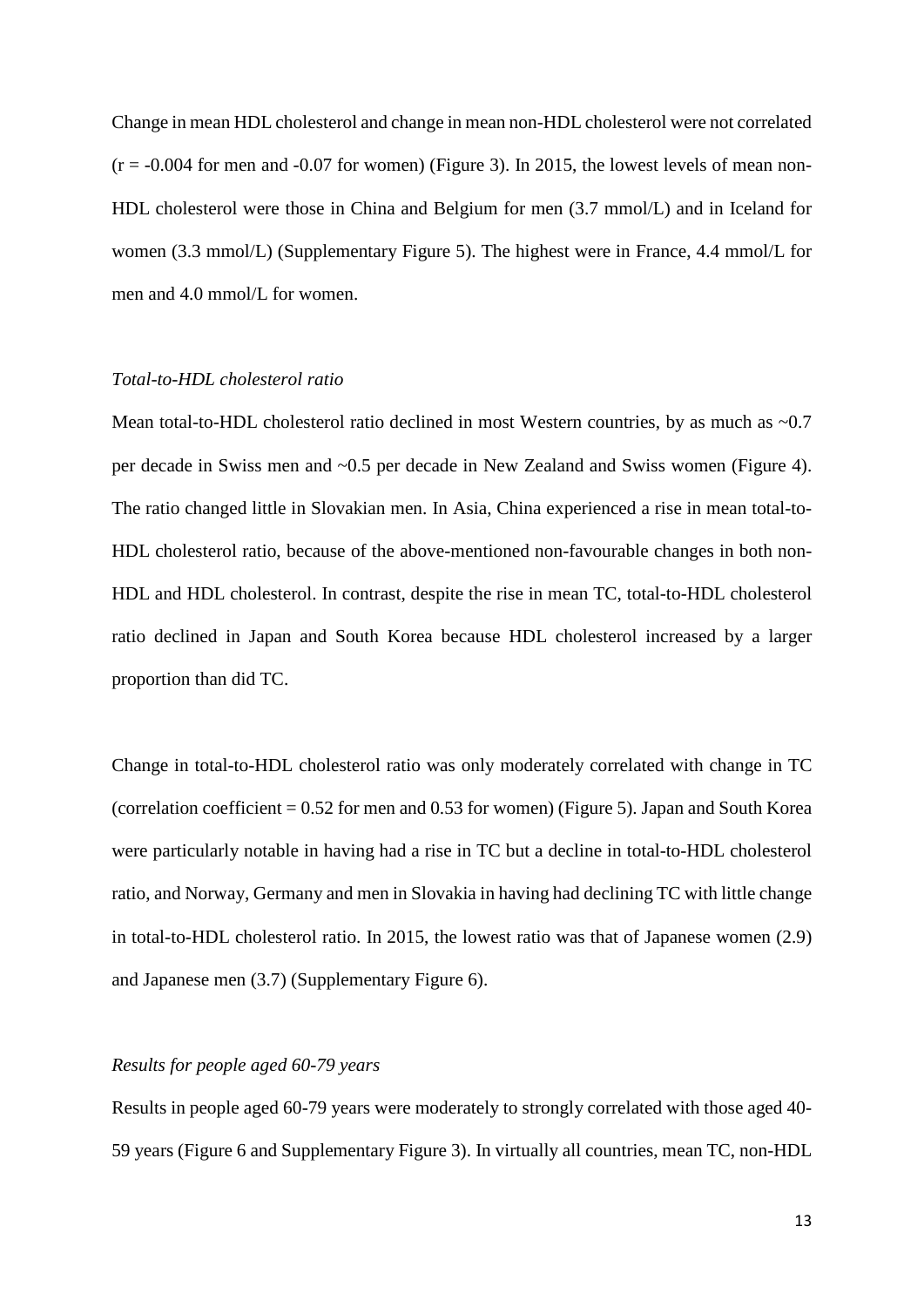Change in mean HDL cholesterol and change in mean non-HDL cholesterol were not correlated ($r = -0.004$ for men and -0.07 for women) (Figure 3). In 2015, the lowest levels of mean non-HDL cholesterol were those in China and Belgium for men (3.7 mmol/L) and in Iceland for women (3.3 mmol/L) (Supplementary Figure 5). The highest were in France, 4.4 mmol/L for men and 4.0 mmol/L for women.

*Total-to-HDL cholesterol ratio*

Mean total-to-HDL cholesterol ratio declined in most Western countries, by as much as ~0.7 per decade in Swiss men and ~0.5 per decade in New Zealand and Swiss women (Figure 4). The ratio changed little in Slovakian men. In Asia, China experienced a rise in mean total-to-HDL cholesterol ratio, because of the above-mentioned non-favourable changes in both non-HDL and HDL cholesterol. In contrast, despite the rise in mean TC, total-to-HDL cholesterol ratio declined in Japan and South Korea because HDL cholesterol increased by a larger proportion than did TC.

Change in total-to-HDL cholesterol ratio was only moderately correlated with change in TC (correlation coefficient = 0.52 for men and 0.53 for women) (Figure 5). Japan and South Korea were particularly notable in having had a rise in TC but a decline in total-to-HDL cholesterol ratio, and Norway, Germany and men in Slovakia in having had declining TC with little change in total-to-HDL cholesterol ratio. In 2015, the lowest ratio was that of Japanese women (2.9) and Japanese men (3.7) (Supplementary Figure 6).

*Results for people aged 60-79 years*

Results in people aged 60-79 years were moderately to strongly correlated with those aged 40-59 years (Figure 6 and Supplementary Figure 3). In virtually all countries, mean TC, non-HDL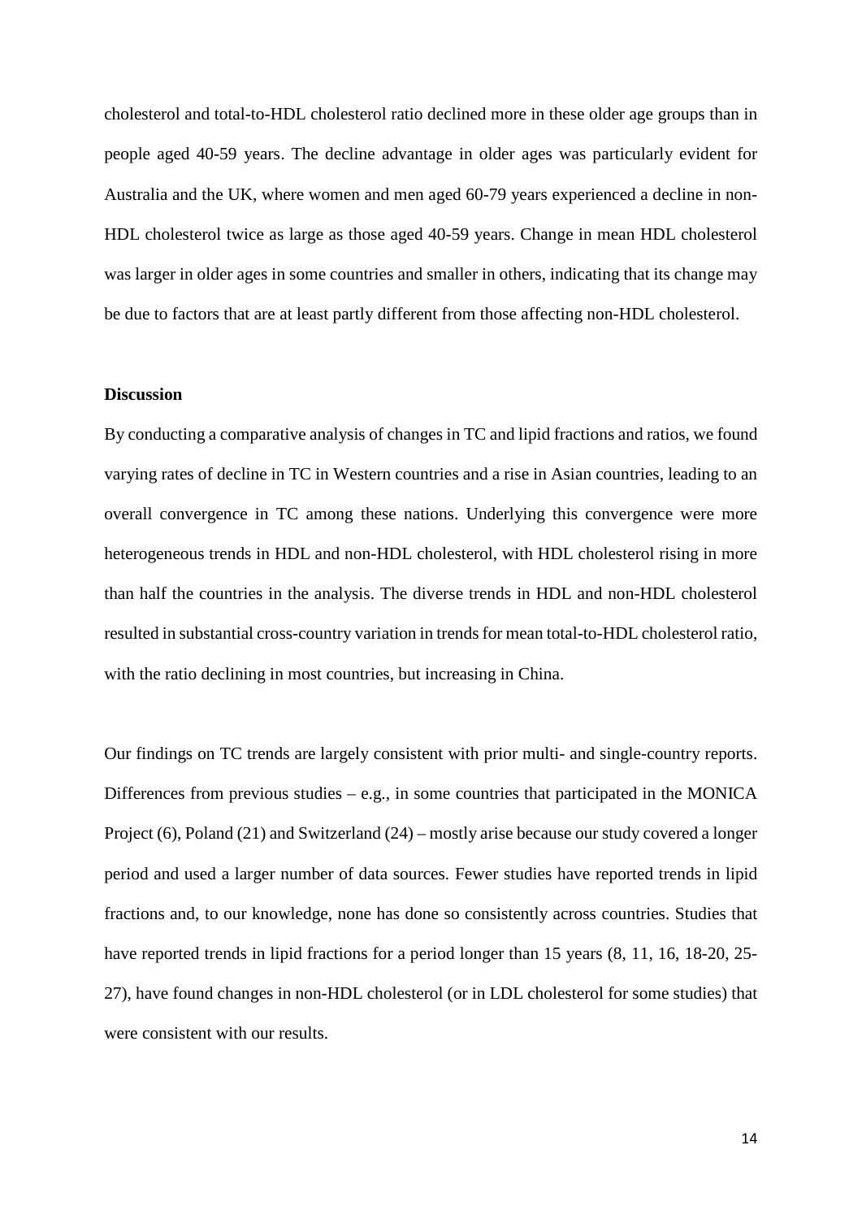cholesterol and total-to-HDL cholesterol ratio declined more in these older age groups than in people aged 40-59 years. The decline advantage in older ages was particularly evident for Australia and the UK, where women and men aged 60-79 years experienced a decline in non-HDL cholesterol twice as large as those aged 40-59 years. Change in mean HDL cholesterol was larger in older ages in some countries and smaller in others, indicating that its change may be due to factors that are at least partly different from those affecting non-HDL cholesterol.

## Discussion

By conducting a comparative analysis of changes in TC and lipid fractions and ratios, we found varying rates of decline in TC in Western countries and a rise in Asian countries, leading to an overall convergence in TC among these nations. Underlying this convergence were more heterogeneous trends in HDL and non-HDL cholesterol, with HDL cholesterol rising in more than half the countries in the analysis. The diverse trends in HDL and non-HDL cholesterol resulted in substantial cross-country variation in trends for mean total-to-HDL cholesterol ratio, with the ratio declining in most countries, but increasing in China.

Our findings on TC trends are largely consistent with prior multi- and single-country reports. Differences from previous studies – e.g., in some countries that participated in the MONICA Project (6), Poland (21) and Switzerland (24) – mostly arise because our study covered a longer period and used a larger number of data sources. Fewer studies have reported trends in lipid fractions and, to our knowledge, none has done so consistently across countries. Studies that have reported trends in lipid fractions for a period longer than 15 years (8, 11, 16, 18-20, 25-27), have found changes in non-HDL cholesterol (or in LDL cholesterol for some studies) that were consistent with our results.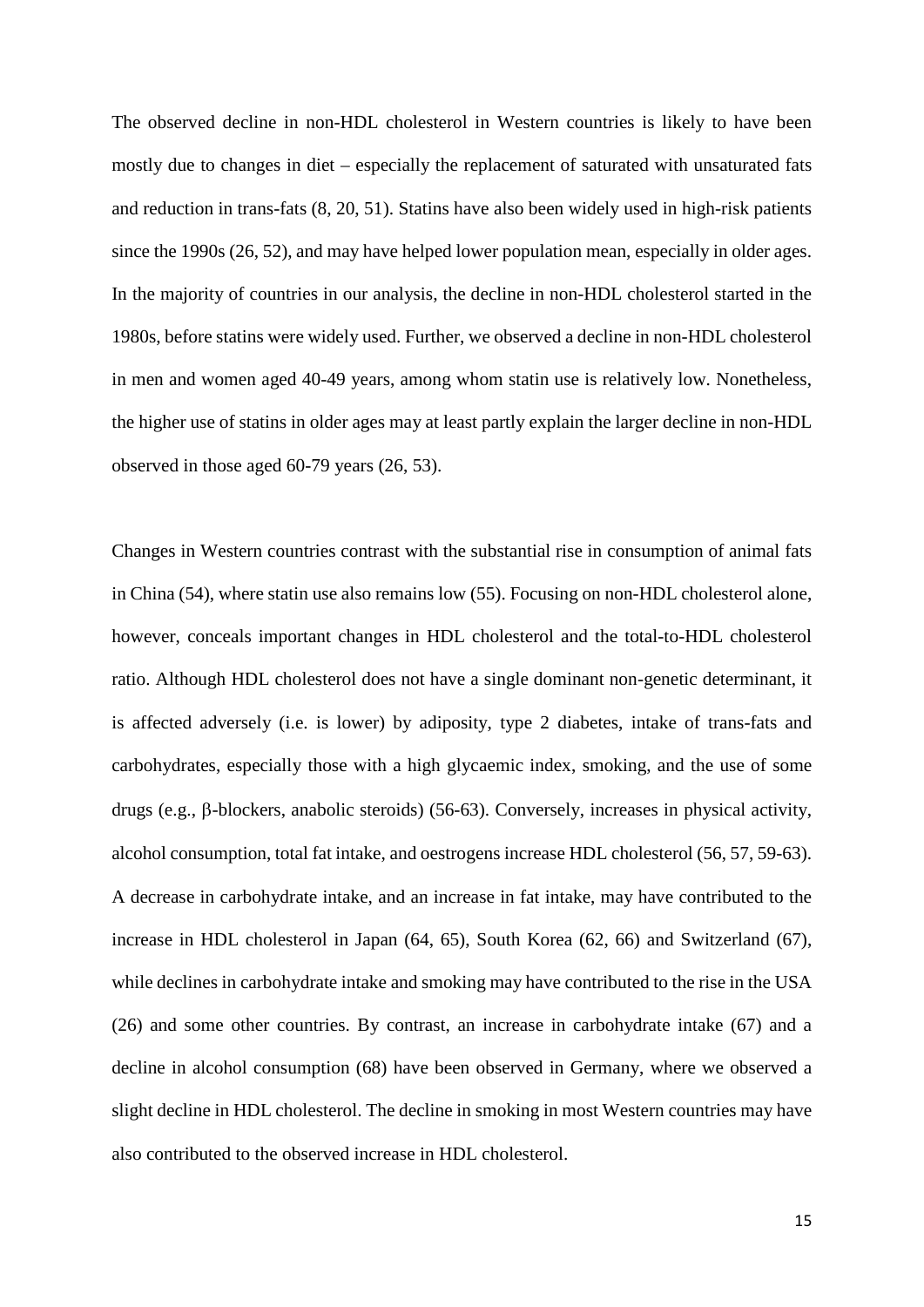The observed decline in non-HDL cholesterol in Western countries is likely to have been mostly due to changes in diet – especially the replacement of saturated with unsaturated fats and reduction in trans-fats (8, 20, 51). Statins have also been widely used in high-risk patients since the 1990s (26, 52), and may have helped lower population mean, especially in older ages. In the majority of countries in our analysis, the decline in non-HDL cholesterol started in the 1980s, before statins were widely used. Further, we observed a decline in non-HDL cholesterol in men and women aged 40-49 years, among whom statin use is relatively low. Nonetheless, the higher use of statins in older ages may at least partly explain the larger decline in non-HDL observed in those aged 60-79 years (26, 53).

Changes in Western countries contrast with the substantial rise in consumption of animal fats in China (54), where statin use also remains low (55). Focusing on non-HDL cholesterol alone, however, conceals important changes in HDL cholesterol and the total-to-HDL cholesterol ratio. Although HDL cholesterol does not have a single dominant non-genetic determinant, it is affected adversely (i.e. is lower) by adiposity, type 2 diabetes, intake of trans-fats and carbohydrates, especially those with a high glycaemic index, smoking, and the use of some drugs (e.g., β-blockers, anabolic steroids) (56-63). Conversely, increases in physical activity, alcohol consumption, total fat intake, and oestrogens increase HDL cholesterol (56, 57, 59-63). A decrease in carbohydrate intake, and an increase in fat intake, may have contributed to the increase in HDL cholesterol in Japan (64, 65), South Korea (62, 66) and Switzerland (67), while declines in carbohydrate intake and smoking may have contributed to the rise in the USA (26) and some other countries. By contrast, an increase in carbohydrate intake (67) and a decline in alcohol consumption (68) have been observed in Germany, where we observed a slight decline in HDL cholesterol. The decline in smoking in most Western countries may have also contributed to the observed increase in HDL cholesterol.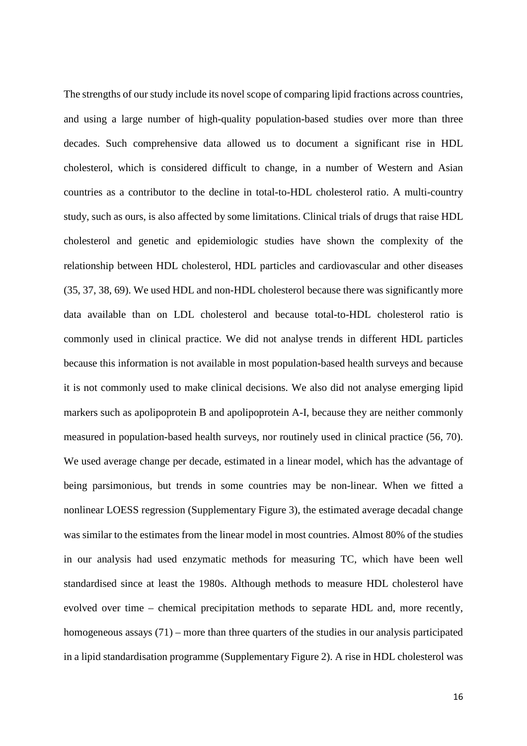The strengths of our study include its novel scope of comparing lipid fractions across countries, and using a large number of high-quality population-based studies over more than three decades. Such comprehensive data allowed us to document a significant rise in HDL cholesterol, which is considered difficult to change, in a number of Western and Asian countries as a contributor to the decline in total-to-HDL cholesterol ratio. A multi-country study, such as ours, is also affected by some limitations. Clinical trials of drugs that raise HDL cholesterol and genetic and epidemiologic studies have shown the complexity of the relationship between HDL cholesterol, HDL particles and cardiovascular and other diseases (35, 37, 38, 69). We used HDL and non-HDL cholesterol because there was significantly more data available than on LDL cholesterol and because total-to-HDL cholesterol ratio is commonly used in clinical practice. We did not analyse trends in different HDL particles because this information is not available in most population-based health surveys and because it is not commonly used to make clinical decisions. We also did not analyse emerging lipid markers such as apolipoprotein B and apolipoprotein A-I, because they are neither commonly measured in population-based health surveys, nor routinely used in clinical practice (56, 70). We used average change per decade, estimated in a linear model, which has the advantage of being parsimonious, but trends in some countries may be non-linear. When we fitted a nonlinear LOESS regression (Supplementary Figure 3), the estimated average decadal change was similar to the estimates from the linear model in most countries. Almost 80% of the studies in our analysis had used enzymatic methods for measuring TC, which have been well standardised since at least the 1980s. Although methods to measure HDL cholesterol have evolved over time – chemical precipitation methods to separate HDL and, more recently, homogeneous assays (71) – more than three quarters of the studies in our analysis participated in a lipid standardisation programme (Supplementary Figure 2). A rise in HDL cholesterol was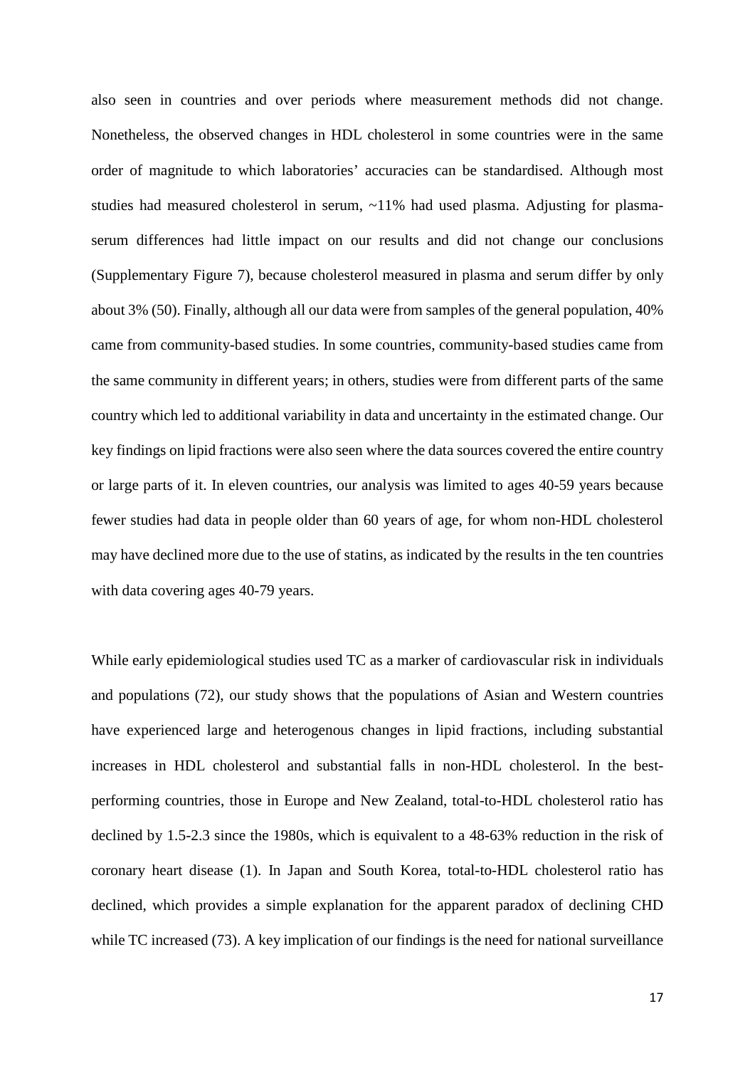also seen in countries and over periods where measurement methods did not change. Nonetheless, the observed changes in HDL cholesterol in some countries were in the same order of magnitude to which laboratories' accuracies can be standardised. Although most studies had measured cholesterol in serum, ~11% had used plasma. Adjusting for plasma-serum differences had little impact on our results and did not change our conclusions (Supplementary Figure 7), because cholesterol measured in plasma and serum differ by only about 3% (50). Finally, although all our data were from samples of the general population, 40% came from community-based studies. In some countries, community-based studies came from the same community in different years; in others, studies were from different parts of the same country which led to additional variability in data and uncertainty in the estimated change. Our key findings on lipid fractions were also seen where the data sources covered the entire country or large parts of it. In eleven countries, our analysis was limited to ages 40-59 years because fewer studies had data in people older than 60 years of age, for whom non-HDL cholesterol may have declined more due to the use of statins, as indicated by the results in the ten countries with data covering ages 40-79 years.

While early epidemiological studies used TC as a marker of cardiovascular risk in individuals and populations (72), our study shows that the populations of Asian and Western countries have experienced large and heterogenous changes in lipid fractions, including substantial increases in HDL cholesterol and substantial falls in non-HDL cholesterol. In the best-performing countries, those in Europe and New Zealand, total-to-HDL cholesterol ratio has declined by 1.5-2.3 since the 1980s, which is equivalent to a 48-63% reduction in the risk of coronary heart disease (1). In Japan and South Korea, total-to-HDL cholesterol ratio has declined, which provides a simple explanation for the apparent paradox of declining CHD while TC increased (73). A key implication of our findings is the need for national surveillance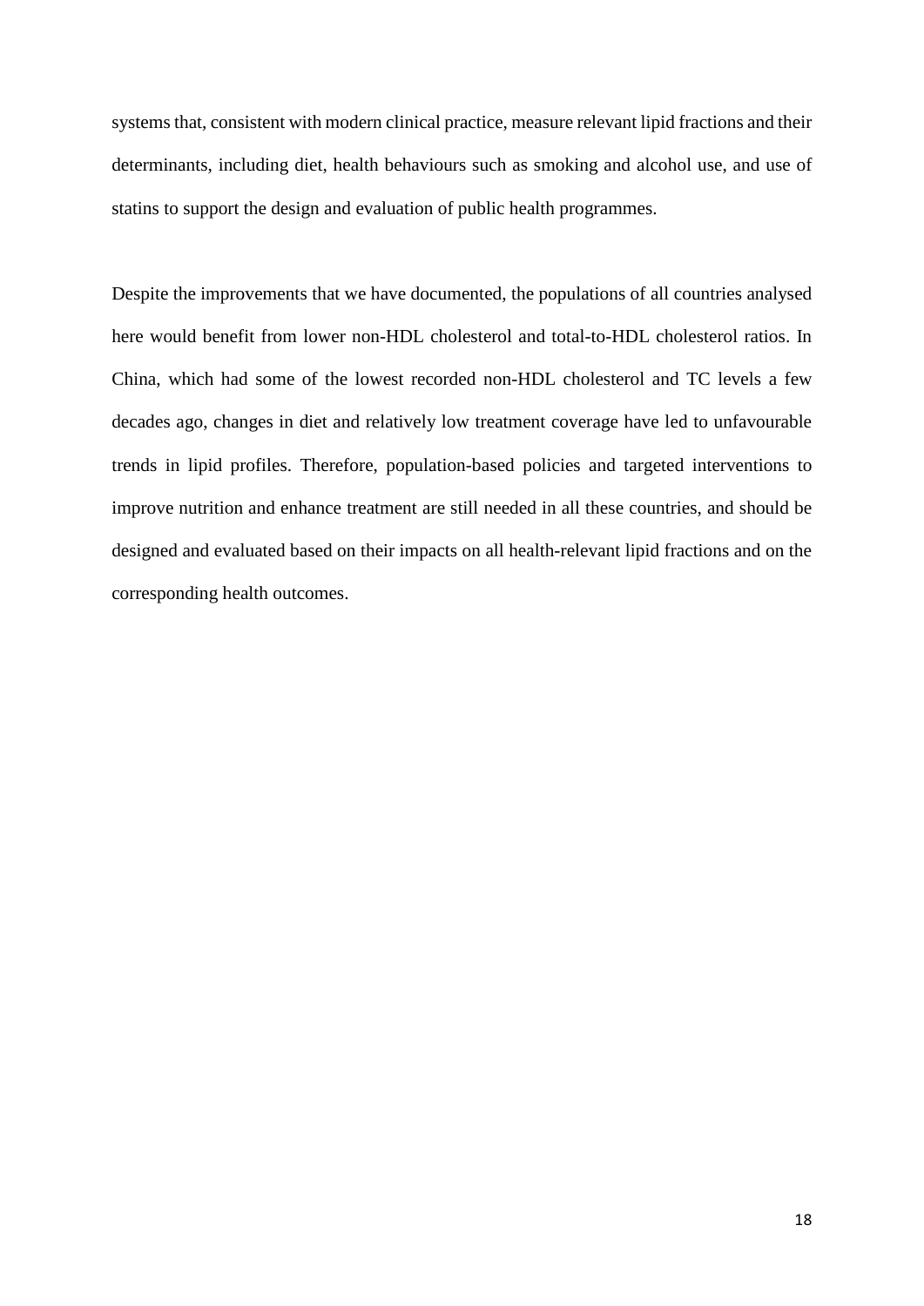systems that, consistent with modern clinical practice, measure relevant lipid fractions and their determinants, including diet, health behaviours such as smoking and alcohol use, and use of statins to support the design and evaluation of public health programmes.

Despite the improvements that we have documented, the populations of all countries analysed here would benefit from lower non-HDL cholesterol and total-to-HDL cholesterol ratios. In China, which had some of the lowest recorded non-HDL cholesterol and TC levels a few decades ago, changes in diet and relatively low treatment coverage have led to unfavourable trends in lipid profiles. Therefore, population-based policies and targeted interventions to improve nutrition and enhance treatment are still needed in all these countries, and should be designed and evaluated based on their impacts on all health-relevant lipid fractions and on the corresponding health outcomes.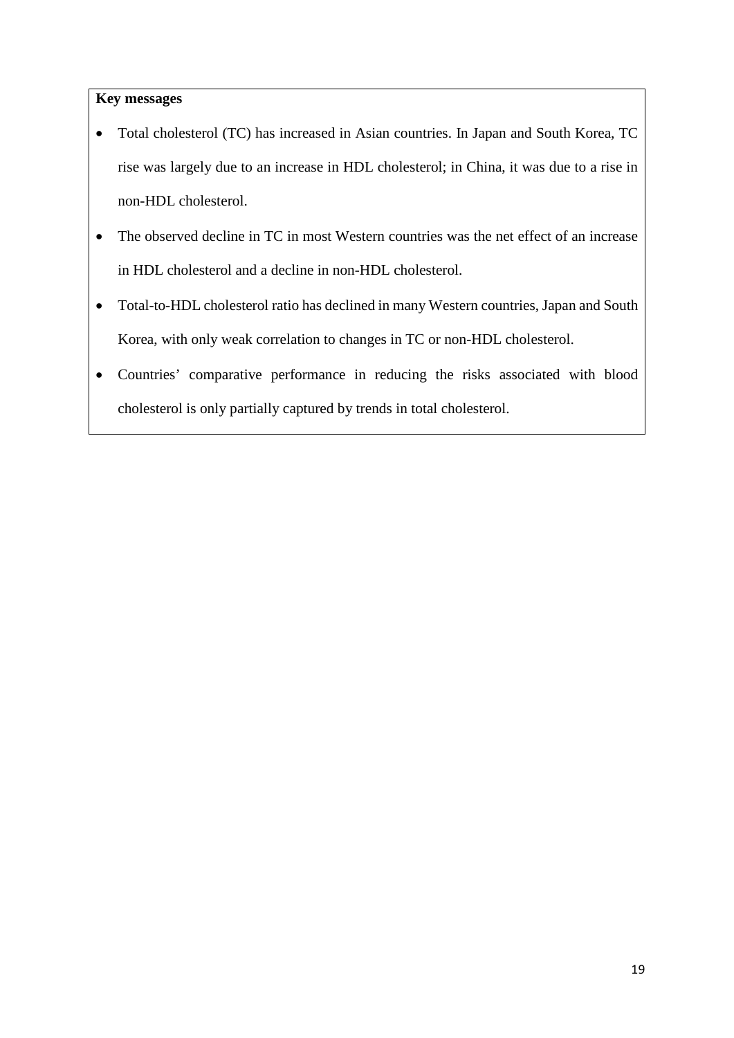**Key messages**

- Total cholesterol (TC) has increased in Asian countries. In Japan and South Korea, TC rise was largely due to an increase in HDL cholesterol; in China, it was due to a rise in non-HDL cholesterol.
- The observed decline in TC in most Western countries was the net effect of an increase in HDL cholesterol and a decline in non-HDL cholesterol.
- Total-to-HDL cholesterol ratio has declined in many Western countries, Japan and South Korea, with only weak correlation to changes in TC or non-HDL cholesterol.
- Countries' comparative performance in reducing the risks associated with blood cholesterol is only partially captured by trends in total cholesterol.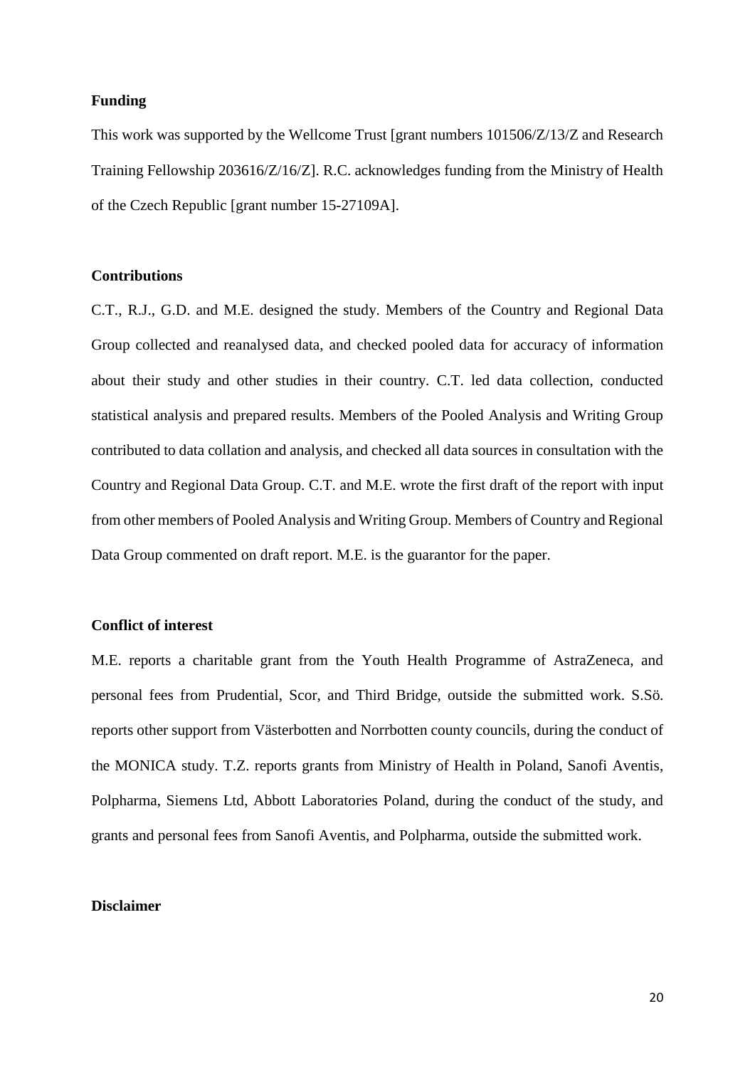**Funding**

This work was supported by the Wellcome Trust [grant numbers 101506/Z/13/Z and Research Training Fellowship 203616/Z/16/Z]. R.C. acknowledges funding from the Ministry of Health of the Czech Republic [grant number 15-27109A].

**Contributions**

C.T., R.J., G.D. and M.E. designed the study. Members of the Country and Regional Data Group collected and reanalysed data, and checked pooled data for accuracy of information about their study and other studies in their country. C.T. led data collection, conducted statistical analysis and prepared results. Members of the Pooled Analysis and Writing Group contributed to data collation and analysis, and checked all data sources in consultation with the Country and Regional Data Group. C.T. and M.E. wrote the first draft of the report with input from other members of Pooled Analysis and Writing Group. Members of Country and Regional Data Group commented on draft report. M.E. is the guarantor for the paper.

**Conflict of interest**

M.E. reports a charitable grant from the Youth Health Programme of AstraZeneca, and personal fees from Prudential, Scor, and Third Bridge, outside the submitted work. S.Sö. reports other support from Västerbotten and Norrbotten county councils, during the conduct of the MONICA study. T.Z. reports grants from Ministry of Health in Poland, Sanofi Aventis, Polpharma, Siemens Ltd, Abbott Laboratories Poland, during the conduct of the study, and grants and personal fees from Sanofi Aventis, and Polpharma, outside the submitted work.

**Disclaimer**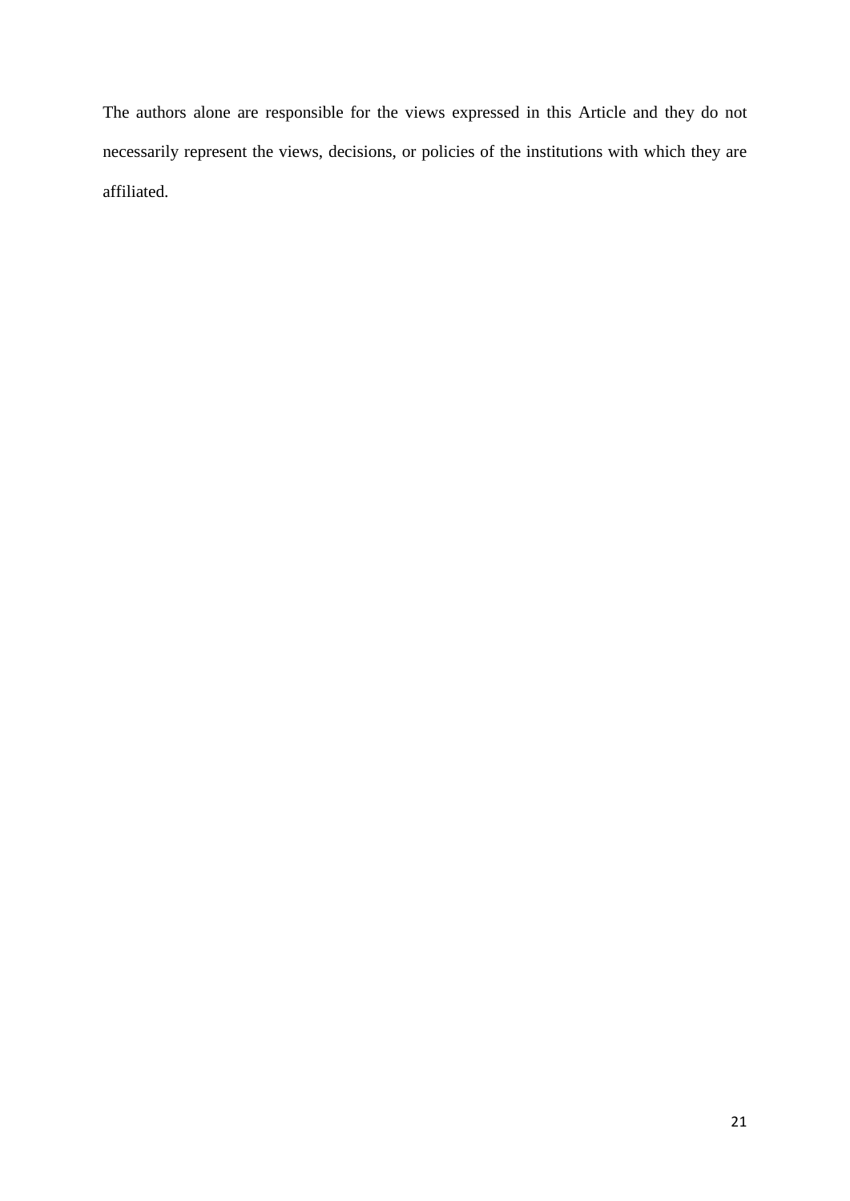The authors alone are responsible for the views expressed in this Article and they do not necessarily represent the views, decisions, or policies of the institutions with which they are affiliated.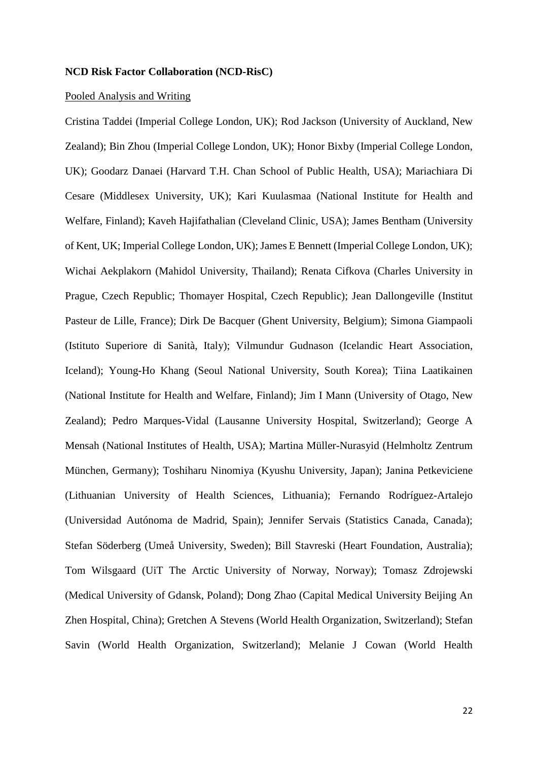**NCD Risk Factor Collaboration (NCD-RisC)**

Pooled Analysis and Writing

Cristina Taddei (Imperial College London, UK); Rod Jackson (University of Auckland, New Zealand); Bin Zhou (Imperial College London, UK); Honor Bixby (Imperial College London, UK); Goodarz Danaei (Harvard T.H. Chan School of Public Health, USA); Mariachiara Di Cesare (Middlesex University, UK); Kari Kuulasmaa (National Institute for Health and Welfare, Finland); Kaveh Hajifathalian (Cleveland Clinic, USA); James Bentham (University of Kent, UK; Imperial College London, UK); James E Bennett (Imperial College London, UK); Wichai Aekplakorn (Mahidol University, Thailand); Renata Cifkova (Charles University in Prague, Czech Republic; Thomayer Hospital, Czech Republic); Jean Dallongeville (Institut Pasteur de Lille, France); Dirk De Bacquer (Ghent University, Belgium); Simona Giampaoli (Istituto Superiore di Sanità, Italy); Vilmundur Gudnason (Icelandic Heart Association, Iceland); Young-Ho Khang (Seoul National University, South Korea); Tiina Laatikainen (National Institute for Health and Welfare, Finland); Jim I Mann (University of Otago, New Zealand); Pedro Marques-Vidal (Lausanne University Hospital, Switzerland); George A Mensah (National Institutes of Health, USA); Martina Müller-Nurasyid (Helmholtz Zentrum München, Germany); Toshiharu Ninomiya (Kyushu University, Japan); Janina Petkeviciene (Lithuanian University of Health Sciences, Lithuania); Fernando Rodríguez-Artalejo (Universidad Autónoma de Madrid, Spain); Jennifer Servais (Statistics Canada, Canada); Stefan Söderberg (Umeå University, Sweden); Bill Stavreski (Heart Foundation, Australia); Tom Wilsgaard (UiT The Arctic University of Norway, Norway); Tomasz Zdrojewski (Medical University of Gdansk, Poland); Dong Zhao (Capital Medical University Beijing An Zhen Hospital, China); Gretchen A Stevens (World Health Organization, Switzerland); Stefan Savin (World Health Organization, Switzerland); Melanie J Cowan (World Health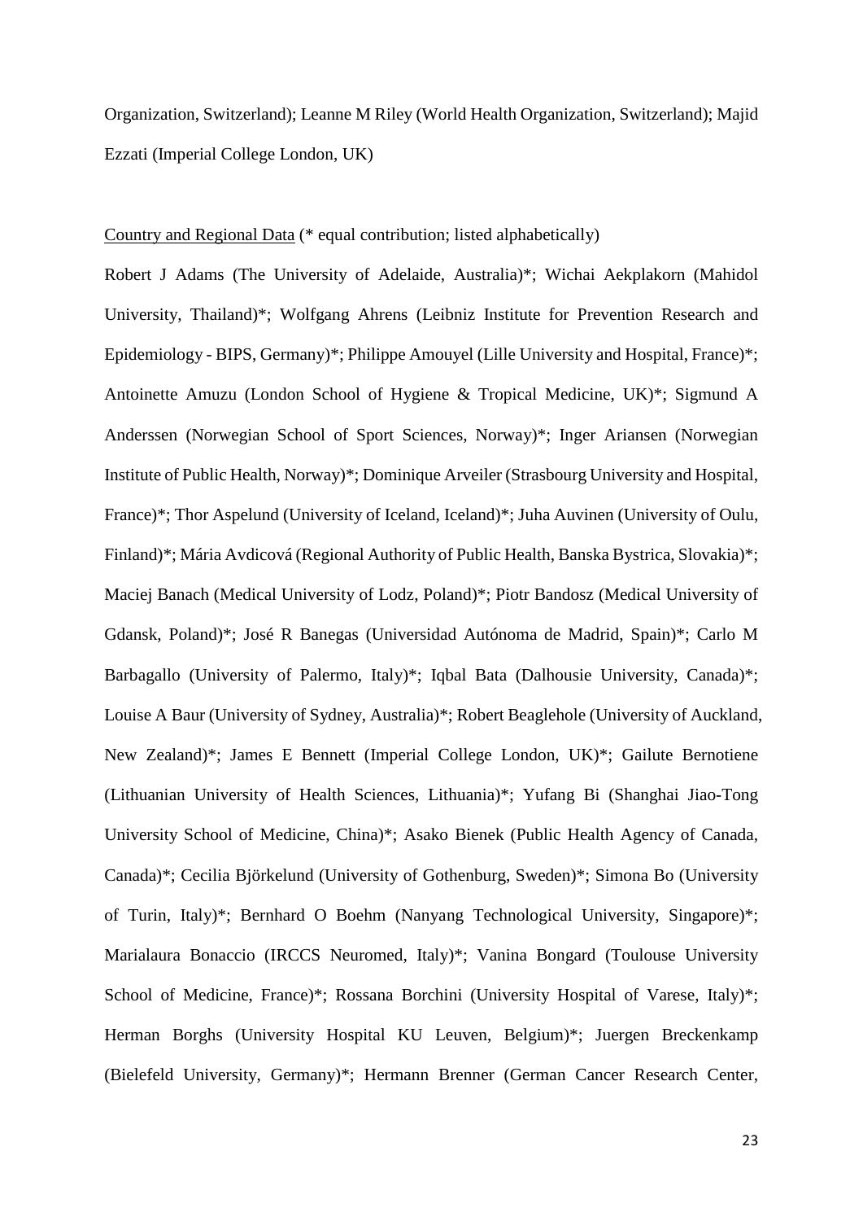Organization, Switzerland); Leanne M Riley (World Health Organization, Switzerland); Majid Ezzati (Imperial College London, UK)

Country and Regional Data (* equal contribution; listed alphabetically)

Robert J Adams (The University of Adelaide, Australia)*; Wichai Aekplakorn (Mahidol University, Thailand)*; Wolfgang Ahrens (Leibniz Institute for Prevention Research and Epidemiology - BIPS, Germany)*; Philippe Amouyel (Lille University and Hospital, France)*; Antoinette Amuzu (London School of Hygiene & Tropical Medicine, UK)*; Sigmund A Anderssen (Norwegian School of Sport Sciences, Norway)*; Inger Ariansen (Norwegian Institute of Public Health, Norway)*; Dominique Arveiler (Strasbourg University and Hospital, France)*; Thor Aspelund (University of Iceland, Iceland)*; Juha Auvinen (University of Oulu, Finland)*; Mária Avdicová (Regional Authority of Public Health, Banska Bystrica, Slovakia)*; Maciej Banach (Medical University of Lodz, Poland)*; Piotr Bandosz (Medical University of Gdansk, Poland)*; José R Banegas (Universidad Autónoma de Madrid, Spain)*; Carlo M Barbagallo (University of Palermo, Italy)*; Iqbal Bata (Dalhousie University, Canada)*; Louise A Baur (University of Sydney, Australia)*; Robert Beaglehole (University of Auckland, New Zealand)*; James E Bennett (Imperial College London, UK)*; Gailute Bernotiene (Lithuanian University of Health Sciences, Lithuania)*; Yufang Bi (Shanghai Jiao-Tong University School of Medicine, China)*; Asako Bienek (Public Health Agency of Canada, Canada)*; Cecilia Björkelund (University of Gothenburg, Sweden)*; Simona Bo (University of Turin, Italy)*; Bernhard O Boehm (Nanyang Technological University, Singapore)*; Marialaura Bonaccio (IRCCS Neuromed, Italy)*; Vanina Bongard (Toulouse University School of Medicine, France)*; Rossana Borchini (University Hospital of Varese, Italy)*; Herman Borghs (University Hospital KU Leuven, Belgium)*; Juergen Breckenkamp (Bielefeld University, Germany)*; Hermann Brenner (German Cancer Research Center,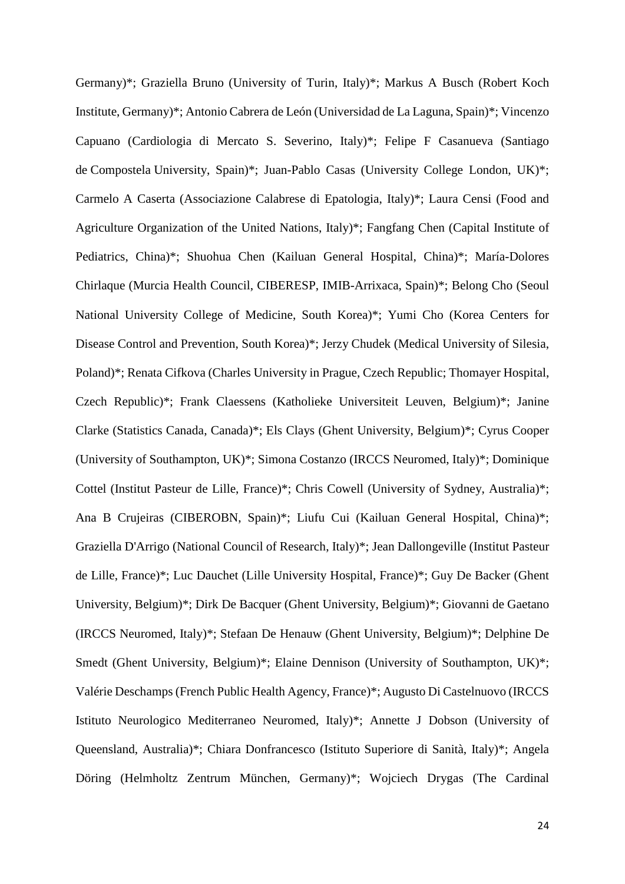Germany)*; Graziella Bruno (University of Turin, Italy)*; Markus A Busch (Robert Koch Institute, Germany)*; Antonio Cabrera de León (Universidad de La Laguna, Spain)*; Vincenzo Capuano (Cardiologia di Mercato S. Severino, Italy)*; Felipe F Casanueva (Santiago de Compostela University, Spain)*; Juan-Pablo Casas (University College London, UK)*; Carmelo A Caserta (Associazione Calabrese di Epatologia, Italy)*; Laura Censi (Food and Agriculture Organization of the United Nations, Italy)*; Fangfang Chen (Capital Institute of Pediatrics, China)*; Shuohua Chen (Kailuan General Hospital, China)*; María-Dolores Chirlaque (Murcia Health Council, CIBERESP, IMIB-Arrixaca, Spain)*; Belong Cho (Seoul National University College of Medicine, South Korea)*; Yumi Cho (Korea Centers for Disease Control and Prevention, South Korea)*; Jerzy Chudek (Medical University of Silesia, Poland)*; Renata Cifkova (Charles University in Prague, Czech Republic; Thomayer Hospital, Czech Republic)*; Frank Claessens (Katholieke Universiteit Leuven, Belgium)*; Janine Clarke (Statistics Canada, Canada)*; Els Clays (Ghent University, Belgium)*; Cyrus Cooper (University of Southampton, UK)*; Simona Costanzo (IRCCS Neuromed, Italy)*; Dominique Cottel (Institut Pasteur de Lille, France)*; Chris Cowell (University of Sydney, Australia)*; Ana B Crujeiras (CIBEROBN, Spain)*; Liufu Cui (Kailuan General Hospital, China)*; Graziella D'Arrigo (National Council of Research, Italy)*; Jean Dallongeville (Institut Pasteur de Lille, France)*; Luc Dauchet (Lille University Hospital, France)*; Guy De Backer (Ghent University, Belgium)*; Dirk De Bacquer (Ghent University, Belgium)*; Giovanni de Gaetano (IRCCS Neuromed, Italy)*; Stefaan De Henauw (Ghent University, Belgium)*; Delphine De Smedt (Ghent University, Belgium)*; Elaine Dennison (University of Southampton, UK)*; Valérie Deschamps (French Public Health Agency, France)*; Augusto Di Castelnuovo (IRCCS Istituto Neurologico Mediterraneo Neuromed, Italy)*; Annette J Dobson (University of Queensland, Australia)*; Chiara Donfrancesco (Istituto Superiore di Sanità, Italy)*; Angela Döring (Helmholtz Zentrum München, Germany)*; Wojciech Drygas (The Cardinal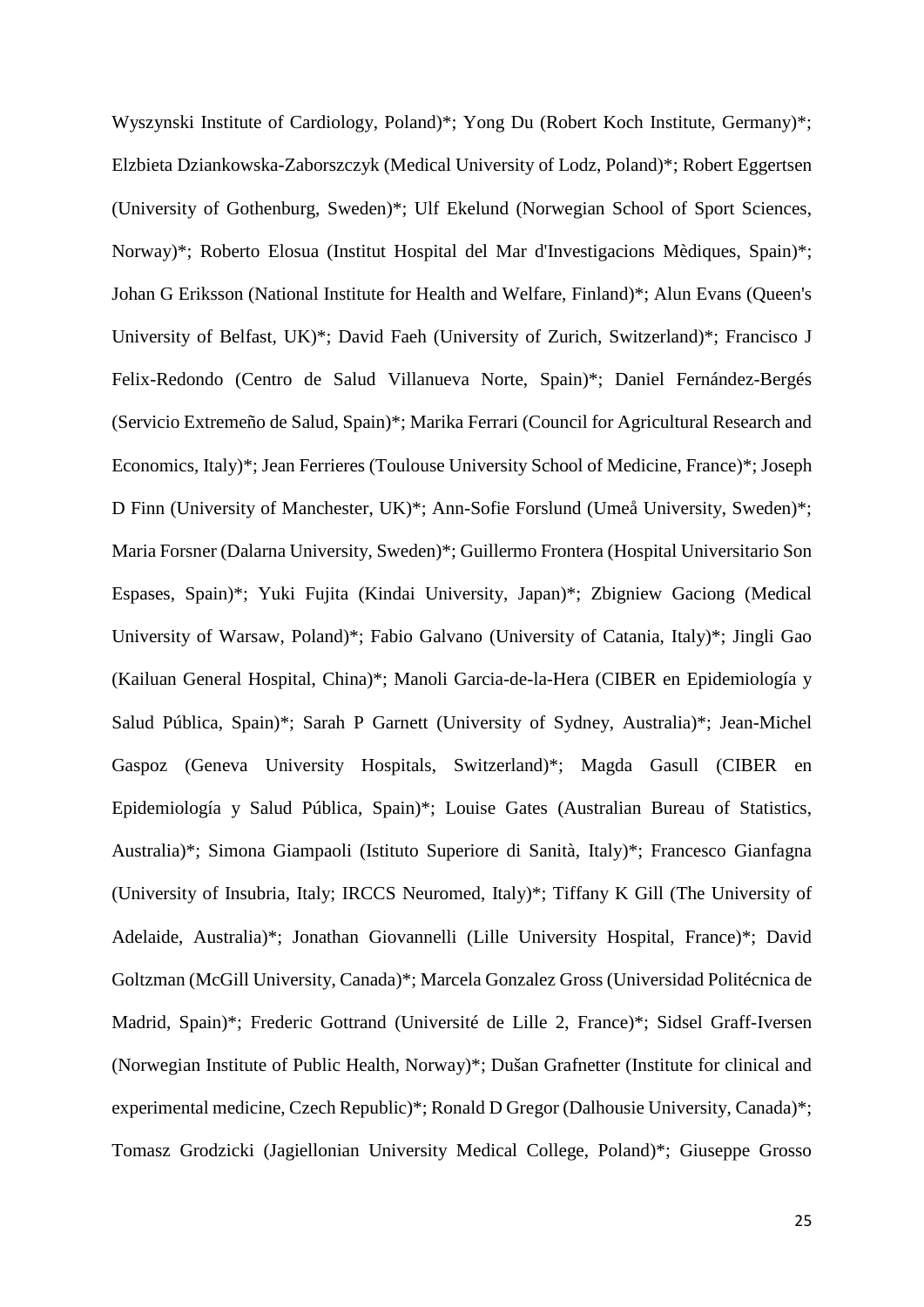Wyszynski Institute of Cardiology, Poland)*; Yong Du (Robert Koch Institute, Germany)*; Elzbieta Dziankowska-Zaborszczyk (Medical University of Lodz, Poland)*; Robert Eggertsen (University of Gothenburg, Sweden)*; Ulf Ekelund (Norwegian School of Sport Sciences, Norway)*; Roberto Elosua (Institut Hospital del Mar d'Investigacions Mèdiques, Spain)*; Johan G Eriksson (National Institute for Health and Welfare, Finland)*; Alun Evans (Queen's University of Belfast, UK)*; David Faeh (University of Zurich, Switzerland)*; Francisco J Felix-Redondo (Centro de Salud Villanueva Norte, Spain)*; Daniel Fernández-Bergés (Servicio Extremeño de Salud, Spain)*; Marika Ferrari (Council for Agricultural Research and Economics, Italy)*; Jean Ferrieres (Toulouse University School of Medicine, France)*; Joseph D Finn (University of Manchester, UK)*; Ann-Sofie Forslund (Umeå University, Sweden)*; Maria Forsner (Dalarna University, Sweden)*; Guillermo Frontera (Hospital Universitario Son Espases, Spain)*; Yuki Fujita (Kindai University, Japan)*; Zbigniew Gaciong (Medical University of Warsaw, Poland)*; Fabio Galvano (University of Catania, Italy)*; Jingli Gao (Kailuan General Hospital, China)*; Manoli Garcia-de-la-Hera (CIBER en Epidemiología y Salud Pública, Spain)*; Sarah P Garnett (University of Sydney, Australia)*; Jean-Michel Gaspoz (Geneva University Hospitals, Switzerland)*; Magda Gasull (CIBER en Epidemiología y Salud Pública, Spain)*; Louise Gates (Australian Bureau of Statistics, Australia)*; Simona Giampaoli (Istituto Superiore di Sanità, Italy)*; Francesco Gianfagna (University of Insubria, Italy; IRCCS Neuromed, Italy)*; Tiffany K Gill (The University of Adelaide, Australia)*; Jonathan Giovannelli (Lille University Hospital, France)*; David Goltzman (McGill University, Canada)*; Marcela Gonzalez Gross (Universidad Politécnica de Madrid, Spain)*; Frederic Gottrand (Université de Lille 2, France)*; Sidsel Graff-Iversen (Norwegian Institute of Public Health, Norway)*; Dušan Grafnetter (Institute for clinical and experimental medicine, Czech Republic)*; Ronald D Gregor (Dalhousie University, Canada)*; Tomasz Grodzicki (Jagiellonian University Medical College, Poland)*; Giuseppe Grosso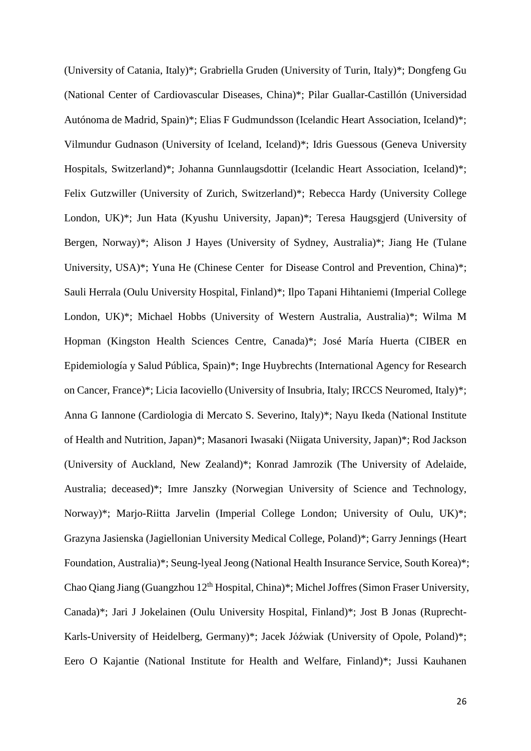(University of Catania, Italy)*; Grabriella Gruden (University of Turin, Italy)*; Dongfeng Gu (National Center of Cardiovascular Diseases, China)*; Pilar Guallar-Castillón (Universidad Autónoma de Madrid, Spain)*; Elias F Gudmundsson (Icelandic Heart Association, Iceland)*; Vilmundur Gudnason (University of Iceland, Iceland)*; Idris Guessous (Geneva University Hospitals, Switzerland)*; Johanna Gunnlaugsdottir (Icelandic Heart Association, Iceland)*; Felix Gutzwiller (University of Zurich, Switzerland)*; Rebecca Hardy (University College London, UK)*; Jun Hata (Kyushu University, Japan)*; Teresa Haugsgjerd (University of Bergen, Norway)*; Alison J Hayes (University of Sydney, Australia)*; Jiang He (Tulane University, USA)*; Yuna He (Chinese Center for Disease Control and Prevention, China)*; Sauli Herrala (Oulu University Hospital, Finland)*; Ilpo Tapani Hihtaniemi (Imperial College London, UK)*; Michael Hobbs (University of Western Australia, Australia)*; Wilma M Hopman (Kingston Health Sciences Centre, Canada)*; José María Huerta (CIBER en Epidemiología y Salud Pública, Spain)*; Inge Huybrechts (International Agency for Research on Cancer, France)*; Licia Iacoviello (University of Insubria, Italy; IRCCS Neuromed, Italy)*; Anna G Iannone (Cardiologia di Mercato S. Severino, Italy)*; Nayu Ikeda (National Institute of Health and Nutrition, Japan)*; Masanori Iwasaki (Niigata University, Japan)*; Rod Jackson (University of Auckland, New Zealand)*; Konrad Jamrozik (The University of Adelaide, Australia; deceased)*; Imre Janszky (Norwegian University of Science and Technology, Norway)*; Marjo-Riitta Jarvelin (Imperial College London; University of Oulu, UK)*; Grazyna Jasienska (Jagiellonian University Medical College, Poland)*; Garry Jennings (Heart Foundation, Australia)*; Seung-lyeal Jeong (National Health Insurance Service, South Korea)*; Chao Qiang Jiang (Guangzhou 12th Hospital, China)*; Michel Joffres (Simon Fraser University, Canada)*; Jari J Jokelainen (Oulu University Hospital, Finland)*; Jost B Jonas (Ruprecht-Karls-University of Heidelberg, Germany)*; Jacek Jóźwiak (University of Opole, Poland)*; Eero O Kajantie (National Institute for Health and Welfare, Finland)*; Jussi Kauhanen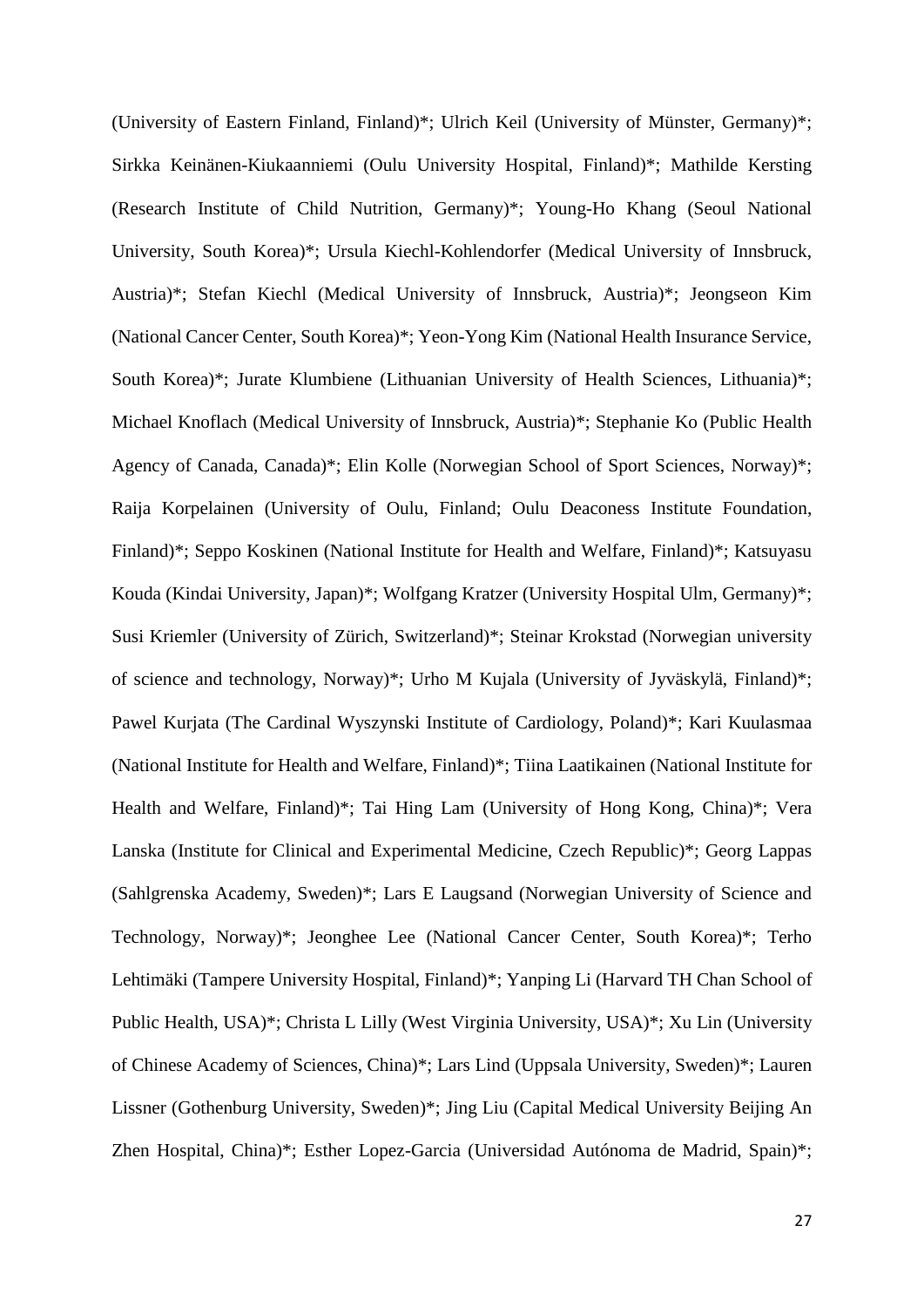(University of Eastern Finland, Finland)*; Ulrich Keil (University of Münster, Germany)*; Sirkka Keinänen-Kiukaanniemi (Oulu University Hospital, Finland)*; Mathilde Kersting (Research Institute of Child Nutrition, Germany)*; Young-Ho Khang (Seoul National University, South Korea)*; Ursula Kiechl-Kohlendorfer (Medical University of Innsbruck, Austria)*; Stefan Kiechl (Medical University of Innsbruck, Austria)*; Jeongseon Kim (National Cancer Center, South Korea)*; Yeon-Yong Kim (National Health Insurance Service, South Korea)*; Jurate Klumbiene (Lithuanian University of Health Sciences, Lithuania)*; Michael Knoflach (Medical University of Innsbruck, Austria)*; Stephanie Ko (Public Health Agency of Canada, Canada)*; Elin Kolle (Norwegian School of Sport Sciences, Norway)*; Raija Korpelainen (University of Oulu, Finland; Oulu Deaconess Institute Foundation, Finland)*; Seppo Koskinen (National Institute for Health and Welfare, Finland)*; Katsuyasu Kouda (Kindai University, Japan)*; Wolfgang Kratzer (University Hospital Ulm, Germany)*; Susi Kriemler (University of Zürich, Switzerland)*; Steinar Krokstad (Norwegian university of science and technology, Norway)*; Urho M Kujala (University of Jyväskylä, Finland)*; Pawel Kurjata (The Cardinal Wyszynski Institute of Cardiology, Poland)*; Kari Kuulasmaa (National Institute for Health and Welfare, Finland)*; Tiina Laatikainen (National Institute for Health and Welfare, Finland)*; Tai Hing Lam (University of Hong Kong, China)*; Vera Lanska (Institute for Clinical and Experimental Medicine, Czech Republic)*; Georg Lappas (Sahlgrenska Academy, Sweden)*; Lars E Laugsand (Norwegian University of Science and Technology, Norway)*; Jeonghee Lee (National Cancer Center, South Korea)*; Terho Lehtimäki (Tampere University Hospital, Finland)*; Yanping Li (Harvard TH Chan School of Public Health, USA)*; Christa L Lilly (West Virginia University, USA)*; Xu Lin (University of Chinese Academy of Sciences, China)*; Lars Lind (Uppsala University, Sweden)*; Lauren Lissner (Gothenburg University, Sweden)*; Jing Liu (Capital Medical University Beijing An Zhen Hospital, China)*; Esther Lopez-Garcia (Universidad Autónoma de Madrid, Spain)*;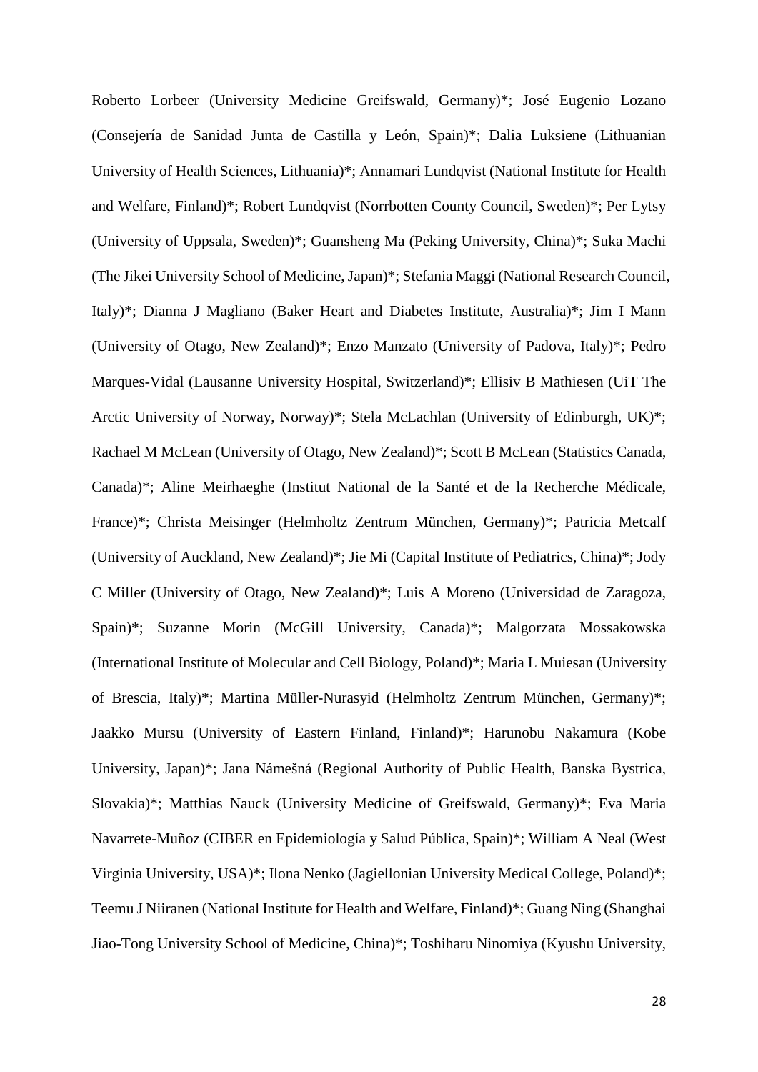Roberto Lorbeer (University Medicine Greifswald, Germany)*; José Eugenio Lozano (Consejería de Sanidad Junta de Castilla y León, Spain)*; Dalia Luksiene (Lithuanian University of Health Sciences, Lithuania)*; Annamari Lundqvist (National Institute for Health and Welfare, Finland)*; Robert Lundqvist (Norrbotten County Council, Sweden)*; Per Lytsy (University of Uppsala, Sweden)*; Guansheng Ma (Peking University, China)*; Suka Machi (The Jikei University School of Medicine, Japan)*; Stefania Maggi (National Research Council, Italy)*; Dianna J Magliano (Baker Heart and Diabetes Institute, Australia)*; Jim I Mann (University of Otago, New Zealand)*; Enzo Manzato (University of Padova, Italy)*; Pedro Marques-Vidal (Lausanne University Hospital, Switzerland)*; Ellisiv B Mathiesen (UiT The Arctic University of Norway, Norway)*; Stela McLachlan (University of Edinburgh, UK)*; Rachael M McLean (University of Otago, New Zealand)*; Scott B McLean (Statistics Canada, Canada)*; Aline Meirhaeghe (Institut National de la Santé et de la Recherche Médicale, France)*; Christa Meisinger (Helmholtz Zentrum München, Germany)*; Patricia Metcalf (University of Auckland, New Zealand)*; Jie Mi (Capital Institute of Pediatrics, China)*; Jody C Miller (University of Otago, New Zealand)*; Luis A Moreno (Universidad de Zaragoza, Spain)*; Suzanne Morin (McGill University, Canada)*; Malgorzata Mossakowska (International Institute of Molecular and Cell Biology, Poland)*; Maria L Muiesan (University of Brescia, Italy)*; Martina Müller-Nurasyid (Helmholtz Zentrum München, Germany)*; Jaakko Mursu (University of Eastern Finland, Finland)*; Harunobu Nakamura (Kobe University, Japan)*; Jana Námešná (Regional Authority of Public Health, Banska Bystrica, Slovakia)*; Matthias Nauck (University Medicine of Greifswald, Germany)*; Eva Maria Navarrete-Muñoz (CIBER en Epidemiología y Salud Pública, Spain)*; William A Neal (West Virginia University, USA)*; Ilona Nenko (Jagiellonian University Medical College, Poland)*; Teemu J Niiranen (National Institute for Health and Welfare, Finland)*; Guang Ning (Shanghai Jiao-Tong University School of Medicine, China)*; Toshiharu Ninomiya (Kyushu University,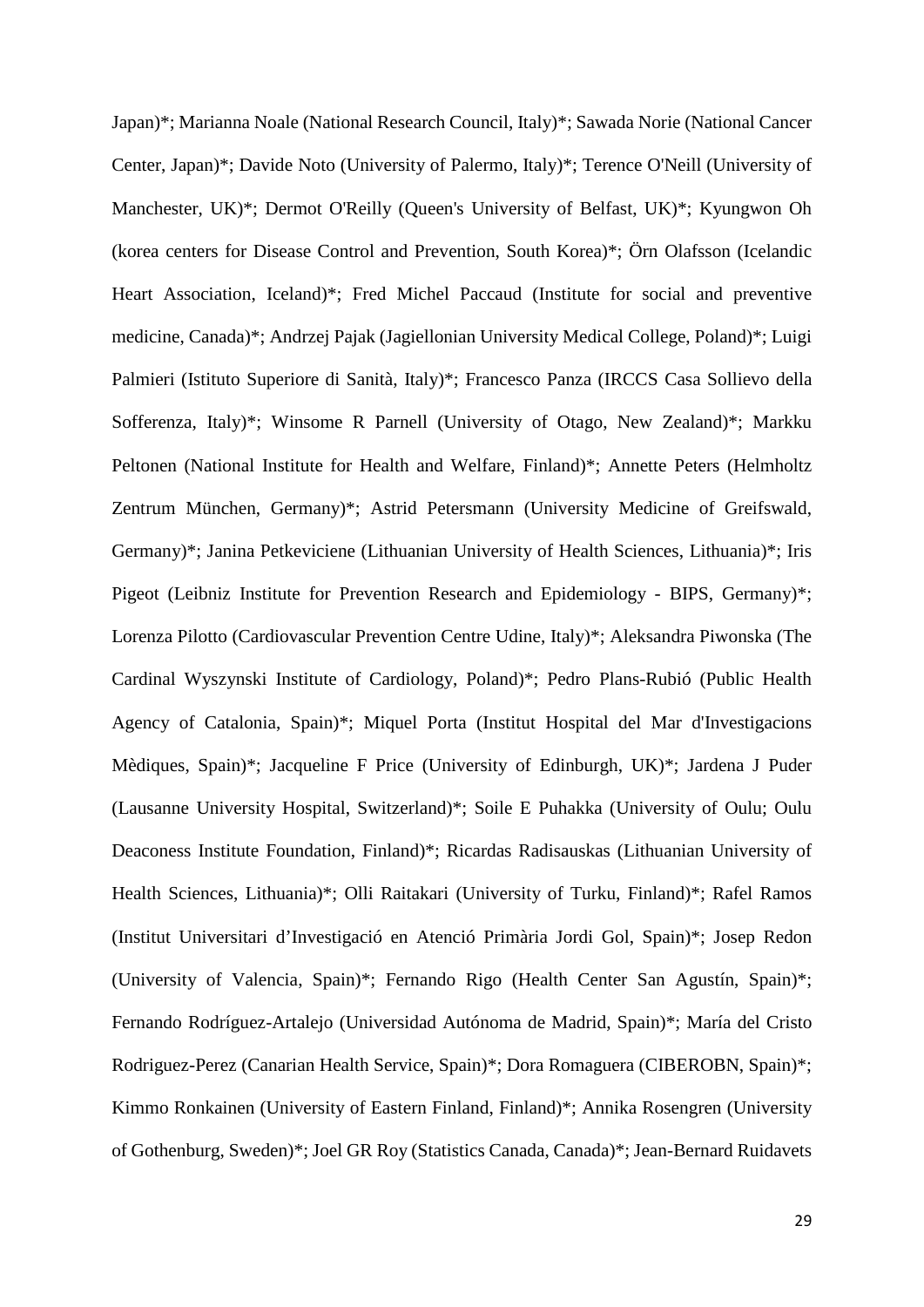Japan)*; Marianna Noale (National Research Council, Italy)*; Sawada Norie (National Cancer Center, Japan)*; Davide Noto (University of Palermo, Italy)*; Terence O'Neill (University of Manchester, UK)*; Dermot O'Reilly (Queen's University of Belfast, UK)*; Kyungwon Oh (korea centers for Disease Control and Prevention, South Korea)*; Örn Olafsson (Icelandic Heart Association, Iceland)*; Fred Michel Paccaud (Institute for social and preventive medicine, Canada)*; Andrzej Pajak (Jagiellonian University Medical College, Poland)*; Luigi Palmieri (Istituto Superiore di Sanità, Italy)*; Francesco Panza (IRCCS Casa Sollievo della Sofferenza, Italy)*; Winsome R Parnell (University of Otago, New Zealand)*; Markku Peltonen (National Institute for Health and Welfare, Finland)*; Annette Peters (Helmholtz Zentrum München, Germany)*; Astrid Petersmann (University Medicine of Greifswald, Germany)*; Janina Petkeviciene (Lithuanian University of Health Sciences, Lithuania)*; Iris Pigeot (Leibniz Institute for Prevention Research and Epidemiology - BIPS, Germany)*; Lorenza Pilotto (Cardiovascular Prevention Centre Udine, Italy)*; Aleksandra Piwonska (The Cardinal Wyszynski Institute of Cardiology, Poland)*; Pedro Plans-Rubió (Public Health Agency of Catalonia, Spain)*; Miquel Porta (Institut Hospital del Mar d'Investigacions Mèdiques, Spain)*; Jacqueline F Price (University of Edinburgh, UK)*; Jardena J Puder (Lausanne University Hospital, Switzerland)*; Soile E Puhakka (University of Oulu; Oulu Deaconess Institute Foundation, Finland)*; Ricardas Radisauskas (Lithuanian University of Health Sciences, Lithuania)*; Olli Raitakari (University of Turku, Finland)*; Rafel Ramos (Institut Universitari d'Investigació en Atenció Primària Jordi Gol, Spain)*; Josep Redon (University of Valencia, Spain)*; Fernando Rigo (Health Center San Agustín, Spain)*; Fernando Rodríguez-Artalejo (Universidad Autónoma de Madrid, Spain)*; María del Cristo Rodriguez-Perez (Canarian Health Service, Spain)*; Dora Romaguera (CIBEROBN, Spain)*; Kimmo Ronkainen (University of Eastern Finland, Finland)*; Annika Rosengren (University of Gothenburg, Sweden)*; Joel GR Roy (Statistics Canada, Canada)*; Jean-Bernard Ruidavets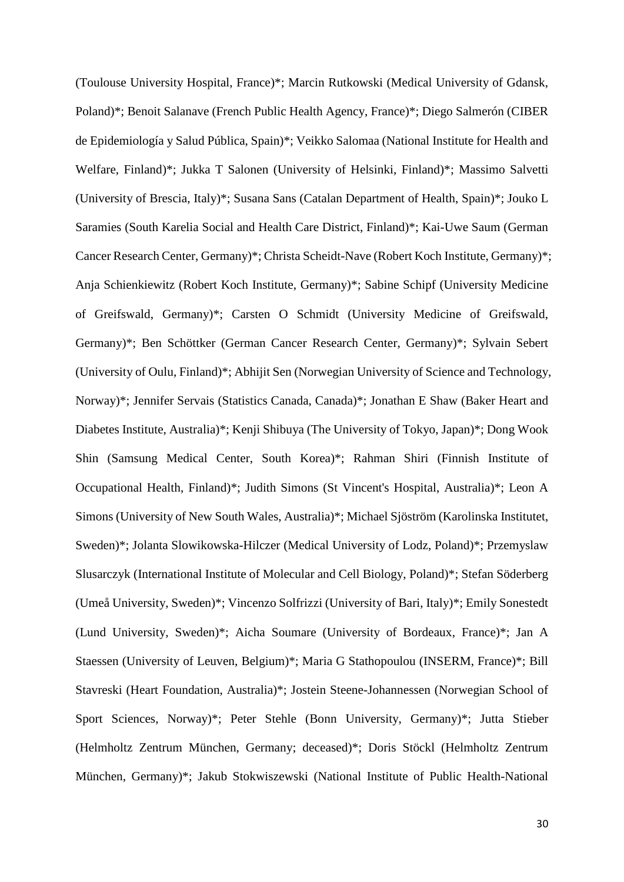(Toulouse University Hospital, France)*; Marcin Rutkowski (Medical University of Gdansk, Poland)*; Benoit Salanave (French Public Health Agency, France)*; Diego Salmerón (CIBER de Epidemiología y Salud Pública, Spain)*; Veikko Salomaa (National Institute for Health and Welfare, Finland)*; Jukka T Salonen (University of Helsinki, Finland)*; Massimo Salvetti (University of Brescia, Italy)*; Susana Sans (Catalan Department of Health, Spain)*; Jouko L Saramies (South Karelia Social and Health Care District, Finland)*; Kai-Uwe Saum (German Cancer Research Center, Germany)*; Christa Scheidt-Nave (Robert Koch Institute, Germany)*; Anja Schienkiewitz (Robert Koch Institute, Germany)*; Sabine Schipf (University Medicine of Greifswald, Germany)*; Carsten O Schmidt (University Medicine of Greifswald, Germany)*; Ben Schöttker (German Cancer Research Center, Germany)*; Sylvain Sebert (University of Oulu, Finland)*; Abhijit Sen (Norwegian University of Science and Technology, Norway)*; Jennifer Servais (Statistics Canada, Canada)*; Jonathan E Shaw (Baker Heart and Diabetes Institute, Australia)*; Kenji Shibuya (The University of Tokyo, Japan)*; Dong Wook Shin (Samsung Medical Center, South Korea)*; Rahman Shiri (Finnish Institute of Occupational Health, Finland)*; Judith Simons (St Vincent's Hospital, Australia)*; Leon A Simons (University of New South Wales, Australia)*; Michael Sjöström (Karolinska Institutet, Sweden)*; Jolanta Slowikowska-Hilczer (Medical University of Lodz, Poland)*; Przemyslaw Slusarczyk (International Institute of Molecular and Cell Biology, Poland)*; Stefan Söderberg (Umeå University, Sweden)*; Vincenzo Solfrizzi (University of Bari, Italy)*; Emily Sonestedt (Lund University, Sweden)*; Aicha Soumare (University of Bordeaux, France)*; Jan A Staessen (University of Leuven, Belgium)*; Maria G Stathopoulou (INSERM, France)*; Bill Stavreski (Heart Foundation, Australia)*; Jostein Steene-Johannessen (Norwegian School of Sport Sciences, Norway)*; Peter Stehle (Bonn University, Germany)*; Jutta Stieber (Helmholtz Zentrum München, Germany; deceased)*; Doris Stöckl (Helmholtz Zentrum München, Germany)*; Jakub Stokwiszewski (National Institute of Public Health-National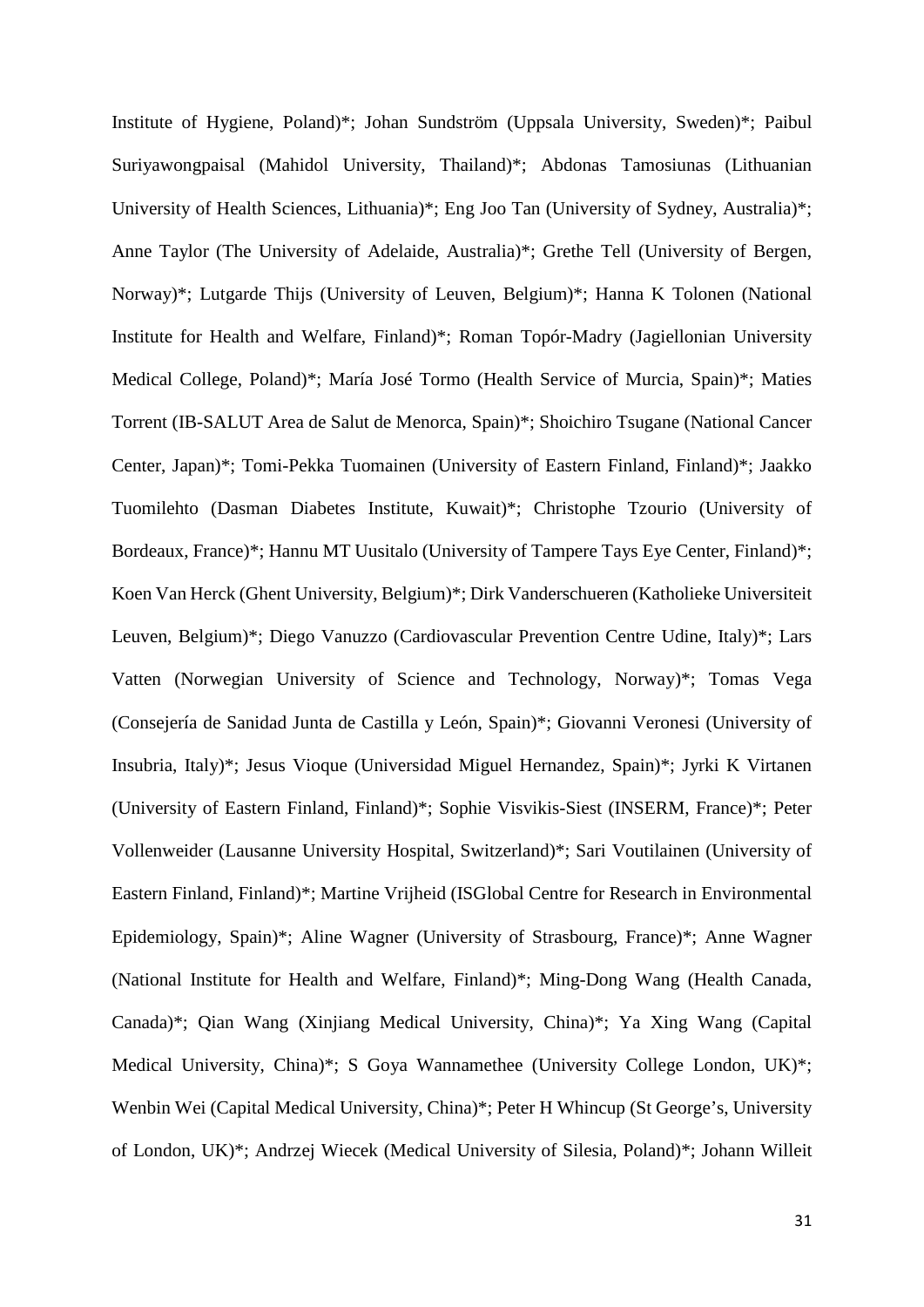Institute of Hygiene, Poland)*; Johan Sundström (Uppsala University, Sweden)*; Paibul Suriyawongpaisal (Mahidol University, Thailand)*; Abdonas Tamosiunas (Lithuanian University of Health Sciences, Lithuania)*; Eng Joo Tan (University of Sydney, Australia)*; Anne Taylor (The University of Adelaide, Australia)*; Grethe Tell (University of Bergen, Norway)*; Lutgarde Thijs (University of Leuven, Belgium)*; Hanna K Tolonen (National Institute for Health and Welfare, Finland)*; Roman Topór-Madry (Jagiellonian University Medical College, Poland)*; María José Tormo (Health Service of Murcia, Spain)*; Maties Torrent (IB-SALUT Area de Salut de Menorca, Spain)*; Shoichiro Tsugane (National Cancer Center, Japan)*; Tomi-Pekka Tuomainen (University of Eastern Finland, Finland)*; Jaakko Tuomilehto (Dasman Diabetes Institute, Kuwait)*; Christophe Tzourio (University of Bordeaux, France)*; Hannu MT Uusitalo (University of Tampere Tays Eye Center, Finland)*; Koen Van Herck (Ghent University, Belgium)*; Dirk Vanderschueren (Katholieke Universiteit Leuven, Belgium)*; Diego Vanuzzo (Cardiovascular Prevention Centre Udine, Italy)*; Lars Vatten (Norwegian University of Science and Technology, Norway)*; Tomas Vega (Consejería de Sanidad Junta de Castilla y León, Spain)*; Giovanni Veronesi (University of Insubria, Italy)*; Jesus Vioque (Universidad Miguel Hernandez, Spain)*; Jyrki K Virtanen (University of Eastern Finland, Finland)*; Sophie Visvikis-Siest (INSERM, France)*; Peter Vollenweider (Lausanne University Hospital, Switzerland)*; Sari Voutilainen (University of Eastern Finland, Finland)*; Martine Vrijheid (ISGlobal Centre for Research in Environmental Epidemiology, Spain)*; Aline Wagner (University of Strasbourg, France)*; Anne Wagner (National Institute for Health and Welfare, Finland)*; Ming-Dong Wang (Health Canada, Canada)*; Qian Wang (Xinjiang Medical University, China)*; Ya Xing Wang (Capital Medical University, China)*; S Goya Wannamethee (University College London, UK)*; Wenbin Wei (Capital Medical University, China)*; Peter H Whincup (St George's, University of London, UK)*; Andrzej Wiecek (Medical University of Silesia, Poland)*; Johann Willeit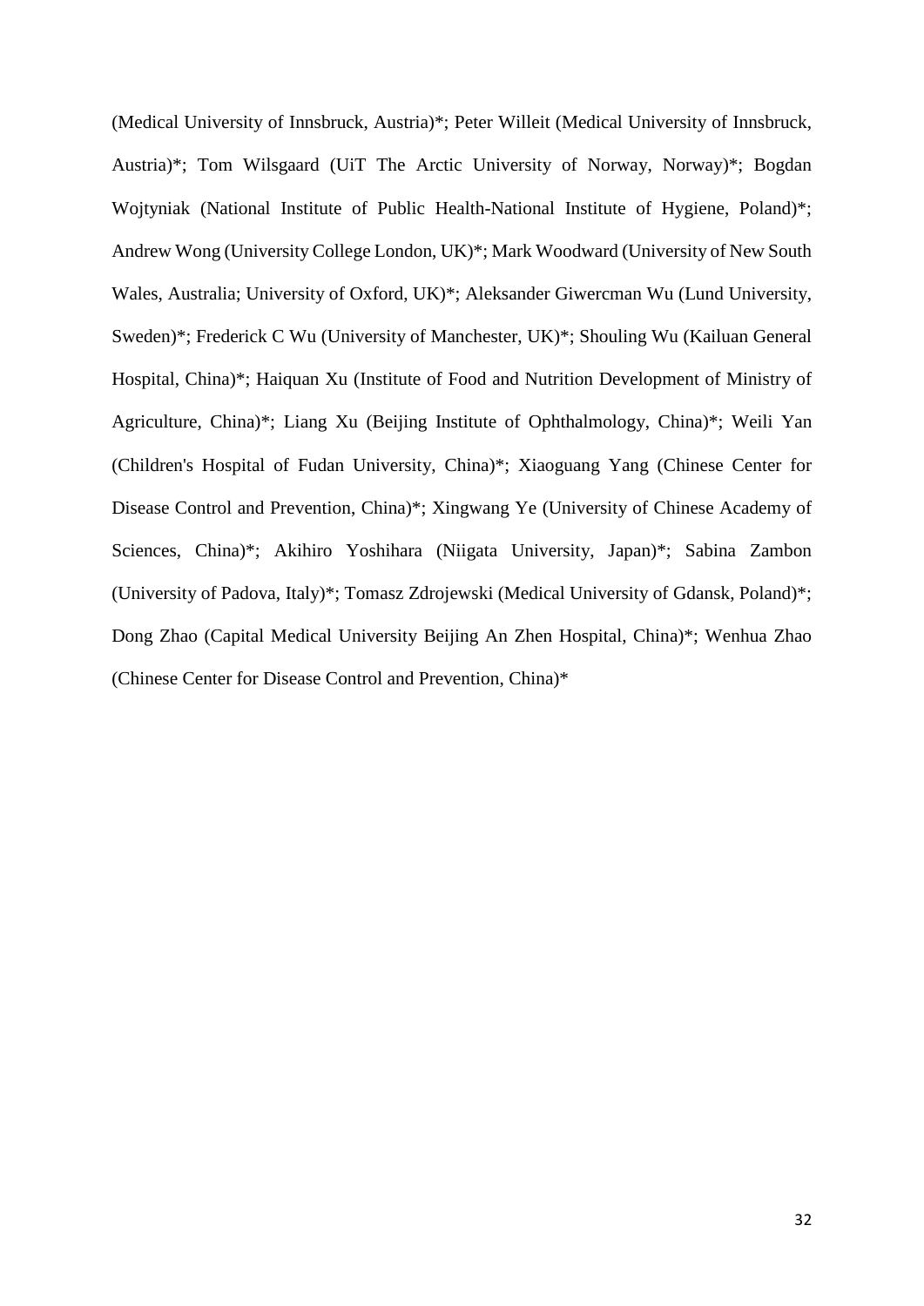(Medical University of Innsbruck, Austria)*; Peter Willeit (Medical University of Innsbruck, Austria)*; Tom Wilsgaard (UiT The Arctic University of Norway, Norway)*; Bogdan Wojtyniak (National Institute of Public Health-National Institute of Hygiene, Poland)*; Andrew Wong (University College London, UK)*; Mark Woodward (University of New South Wales, Australia; University of Oxford, UK)*; Aleksander Giwercman Wu (Lund University, Sweden)*; Frederick C Wu (University of Manchester, UK)*; Shouling Wu (Kailuan General Hospital, China)*; Haiquan Xu (Institute of Food and Nutrition Development of Ministry of Agriculture, China)*; Liang Xu (Beijing Institute of Ophthalmology, China)*; Weili Yan (Children's Hospital of Fudan University, China)*; Xiaoguang Yang (Chinese Center for Disease Control and Prevention, China)*; Xingwang Ye (University of Chinese Academy of Sciences, China)*; Akihiro Yoshihara (Niigata University, Japan)*; Sabina Zambon (University of Padova, Italy)*; Tomasz Zdrojewski (Medical University of Gdansk, Poland)*; Dong Zhao (Capital Medical University Beijing An Zhen Hospital, China)*; Wenhua Zhao (Chinese Center for Disease Control and Prevention, China)*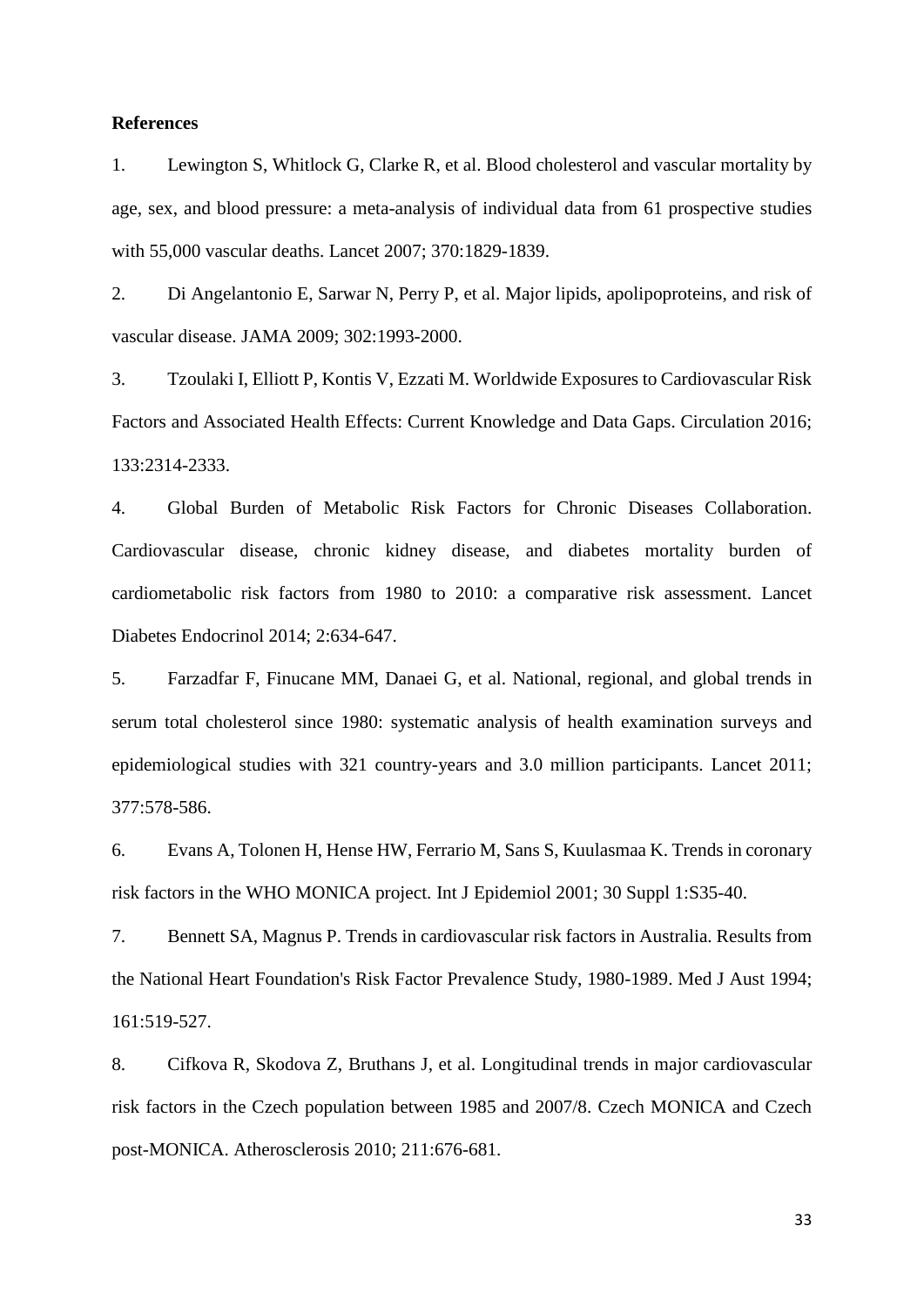**References**

1. Lewington S, Whitlock G, Clarke R, et al. Blood cholesterol and vascular mortality by age, sex, and blood pressure: a meta-analysis of individual data from 61 prospective studies with 55,000 vascular deaths. Lancet 2007; 370:1829-1839.

2. Di Angelantonio E, Sarwar N, Perry P, et al. Major lipids, apolipoproteins, and risk of vascular disease. JAMA 2009; 302:1993-2000.

3. Tzoulaki I, Elliott P, Kontis V, Ezzati M. Worldwide Exposures to Cardiovascular Risk Factors and Associated Health Effects: Current Knowledge and Data Gaps. Circulation 2016; 133:2314-2333.

4. Global Burden of Metabolic Risk Factors for Chronic Diseases Collaboration. Cardiovascular disease, chronic kidney disease, and diabetes mortality burden of cardiometabolic risk factors from 1980 to 2010: a comparative risk assessment. Lancet Diabetes Endocrinol 2014; 2:634-647.

5. Farzadfar F, Finucane MM, Danaei G, et al. National, regional, and global trends in serum total cholesterol since 1980: systematic analysis of health examination surveys and epidemiological studies with 321 country-years and 3.0 million participants. Lancet 2011; 377:578-586.

6. Evans A, Tolonen H, Hense HW, Ferrario M, Sans S, Kuulasmaa K. Trends in coronary risk factors in the WHO MONICA project. Int J Epidemiol 2001; 30 Suppl 1:S35-40.

7. Bennett SA, Magnus P. Trends in cardiovascular risk factors in Australia. Results from the National Heart Foundation's Risk Factor Prevalence Study, 1980-1989. Med J Aust 1994; 161:519-527.

8. Cifkova R, Skodova Z, Bruthans J, et al. Longitudinal trends in major cardiovascular risk factors in the Czech population between 1985 and 2007/8. Czech MONICA and Czech post-MONICA. Atherosclerosis 2010; 211:676-681.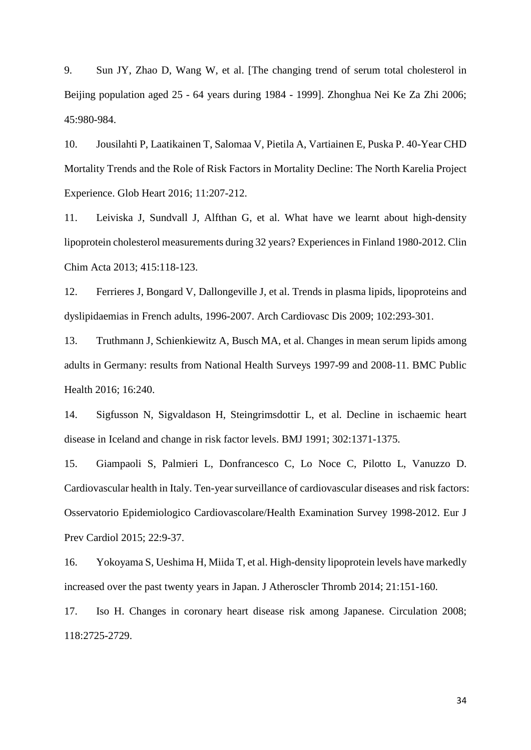9. Sun JY, Zhao D, Wang W, et al. [The changing trend of serum total cholesterol in Beijing population aged 25 - 64 years during 1984 - 1999]. Zhonghua Nei Ke Za Zhi 2006; 45:980-984.

10. Jousilahti P, Laatikainen T, Salomaa V, Pietila A, Vartiainen E, Puska P. 40-Year CHD Mortality Trends and the Role of Risk Factors in Mortality Decline: The North Karelia Project Experience. Glob Heart 2016; 11:207-212.

11. Leiviska J, Sundvall J, Alfthan G, et al. What have we learnt about high-density lipoprotein cholesterol measurements during 32 years? Experiences in Finland 1980-2012. Clin Chim Acta 2013; 415:118-123.

12. Ferrieres J, Bongard V, Dallongeville J, et al. Trends in plasma lipids, lipoproteins and dyslipidaemias in French adults, 1996-2007. Arch Cardiovasc Dis 2009; 102:293-301.

13. Truthmann J, Schienkiewitz A, Busch MA, et al. Changes in mean serum lipids among adults in Germany: results from National Health Surveys 1997-99 and 2008-11. BMC Public Health 2016; 16:240.

14. Sigfusson N, Sigvaldason H, Steingrimsdottir L, et al. Decline in ischaemic heart disease in Iceland and change in risk factor levels. BMJ 1991; 302:1371-1375.

15. Giampaoli S, Palmieri L, Donfrancesco C, Lo Noce C, Pilotto L, Vanuzzo D. Cardiovascular health in Italy. Ten-year surveillance of cardiovascular diseases and risk factors: Osservatorio Epidemiologico Cardiovascolare/Health Examination Survey 1998-2012. Eur J Prev Cardiol 2015; 22:9-37.

16. Yokoyama S, Ueshima H, Miida T, et al. High-density lipoprotein levels have markedly increased over the past twenty years in Japan. J Atheroscler Thromb 2014; 21:151-160.

17. Iso H. Changes in coronary heart disease risk among Japanese. Circulation 2008; 118:2725-2729.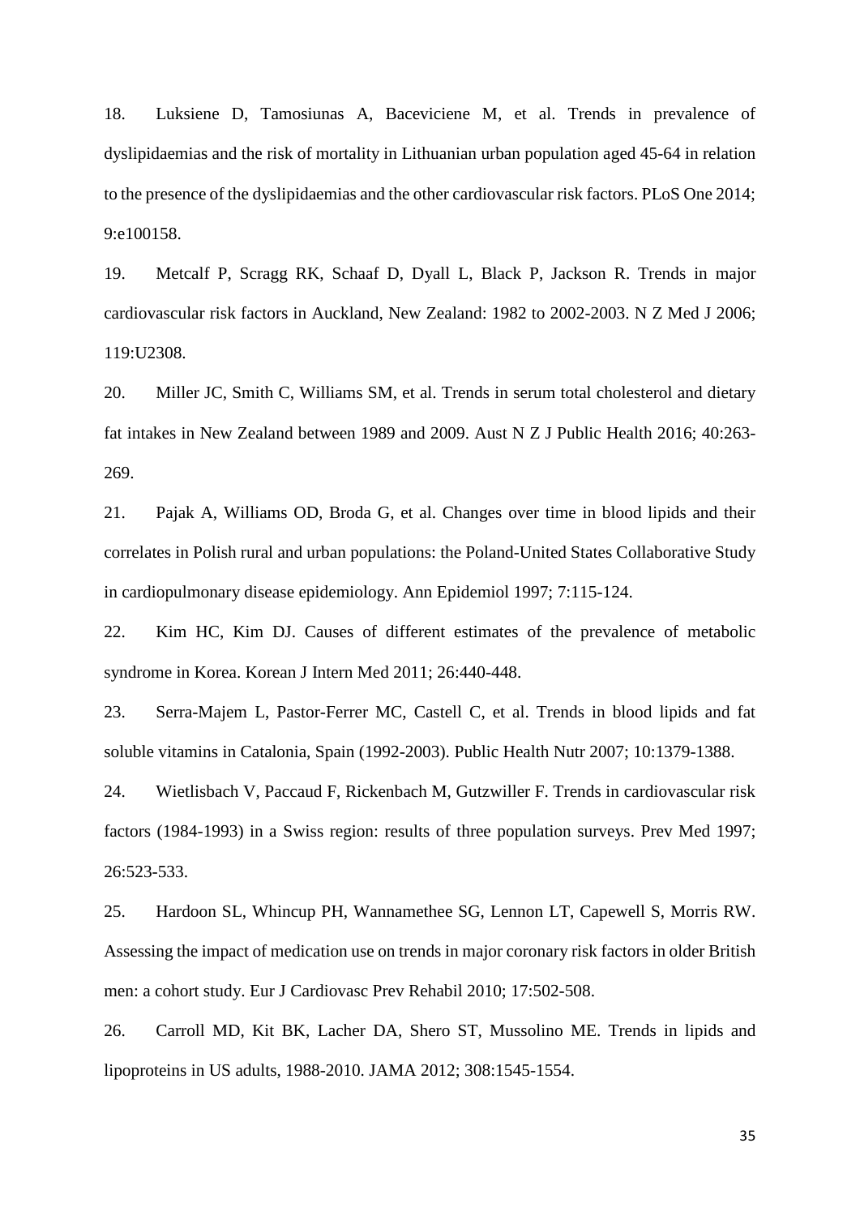18. Luksiene D, Tamosiunas A, Baceviciene M, et al. Trends in prevalence of dyslipidaemias and the risk of mortality in Lithuanian urban population aged 45-64 in relation to the presence of the dyslipidaemias and the other cardiovascular risk factors. PLoS One 2014; 9:e100158.

19. Metcalf P, Scragg RK, Schaaf D, Dyall L, Black P, Jackson R. Trends in major cardiovascular risk factors in Auckland, New Zealand: 1982 to 2002-2003. N Z Med J 2006; 119:U2308.

20. Miller JC, Smith C, Williams SM, et al. Trends in serum total cholesterol and dietary fat intakes in New Zealand between 1989 and 2009. Aust N Z J Public Health 2016; 40:263-269.

21. Pajak A, Williams OD, Broda G, et al. Changes over time in blood lipids and their correlates in Polish rural and urban populations: the Poland-United States Collaborative Study in cardiopulmonary disease epidemiology. Ann Epidemiol 1997; 7:115-124.

22. Kim HC, Kim DJ. Causes of different estimates of the prevalence of metabolic syndrome in Korea. Korean J Intern Med 2011; 26:440-448.

23. Serra-Majem L, Pastor-Ferrer MC, Castell C, et al. Trends in blood lipids and fat soluble vitamins in Catalonia, Spain (1992-2003). Public Health Nutr 2007; 10:1379-1388.

24. Wietlisbach V, Paccaud F, Rickenbach M, Gutzwiller F. Trends in cardiovascular risk factors (1984-1993) in a Swiss region: results of three population surveys. Prev Med 1997; 26:523-533.

25. Hardoon SL, Whincup PH, Wannamethee SG, Lennon LT, Capewell S, Morris RW. Assessing the impact of medication use on trends in major coronary risk factors in older British men: a cohort study. Eur J Cardiovasc Prev Rehabil 2010; 17:502-508.

26. Carroll MD, Kit BK, Lacher DA, Shero ST, Mussolino ME. Trends in lipids and lipoproteins in US adults, 1988-2010. JAMA 2012; 308:1545-1554.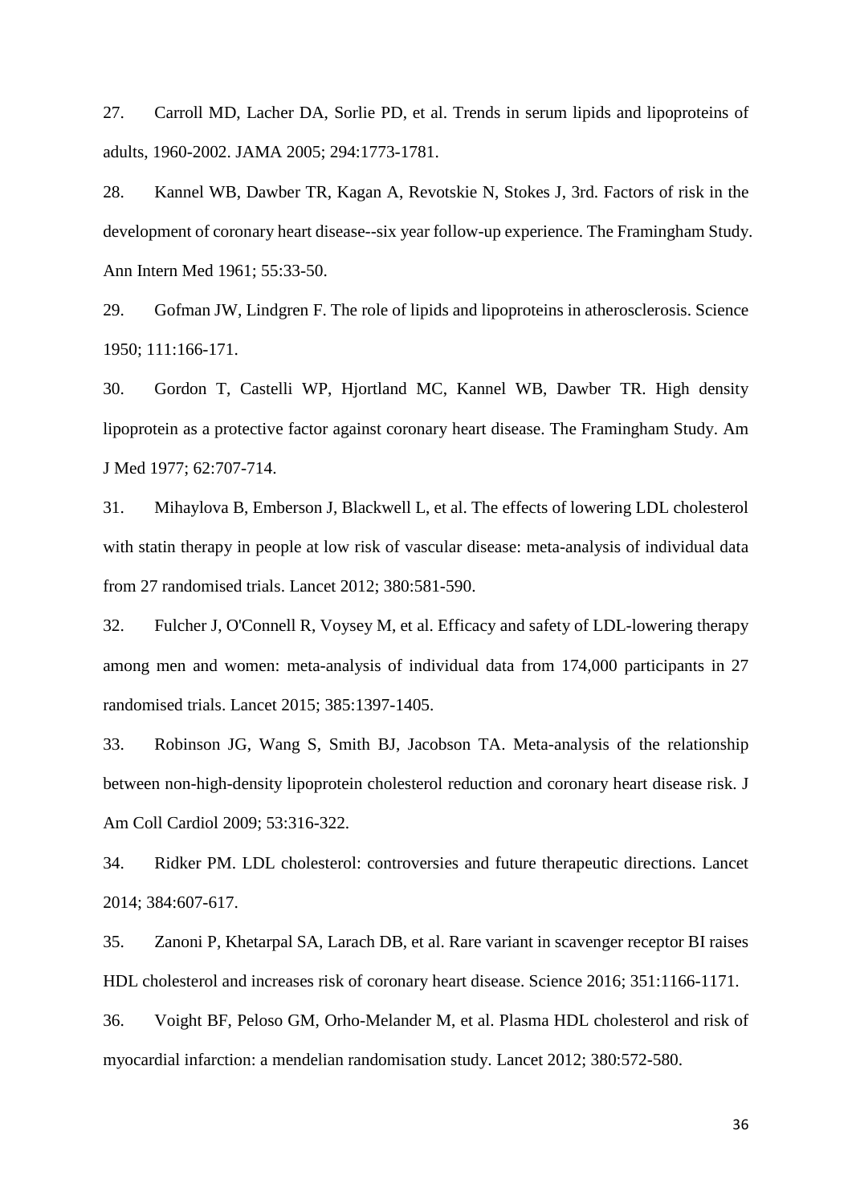27. Carroll MD, Lacher DA, Sorlie PD, et al. Trends in serum lipids and lipoproteins of adults, 1960-2002. JAMA 2005; 294:1773-1781.

28. Kannel WB, Dawber TR, Kagan A, Revotskie N, Stokes J, 3rd. Factors of risk in the development of coronary heart disease--six year follow-up experience. The Framingham Study. Ann Intern Med 1961; 55:33-50.

29. Gofman JW, Lindgren F. The role of lipids and lipoproteins in atherosclerosis. Science 1950; 111:166-171.

30. Gordon T, Castelli WP, Hjortland MC, Kannel WB, Dawber TR. High density lipoprotein as a protective factor against coronary heart disease. The Framingham Study. Am J Med 1977; 62:707-714.

31. Mihaylova B, Emberson J, Blackwell L, et al. The effects of lowering LDL cholesterol with statin therapy in people at low risk of vascular disease: meta-analysis of individual data from 27 randomised trials. Lancet 2012; 380:581-590.

32. Fulcher J, O'Connell R, Voysey M, et al. Efficacy and safety of LDL-lowering therapy among men and women: meta-analysis of individual data from 174,000 participants in 27 randomised trials. Lancet 2015; 385:1397-1405.

33. Robinson JG, Wang S, Smith BJ, Jacobson TA. Meta-analysis of the relationship between non-high-density lipoprotein cholesterol reduction and coronary heart disease risk. J Am Coll Cardiol 2009; 53:316-322.

34. Ridker PM. LDL cholesterol: controversies and future therapeutic directions. Lancet 2014; 384:607-617.

35. Zanoni P, Khetarpal SA, Larach DB, et al. Rare variant in scavenger receptor BI raises HDL cholesterol and increases risk of coronary heart disease. Science 2016; 351:1166-1171.

36. Voight BF, Peloso GM, Orho-Melander M, et al. Plasma HDL cholesterol and risk of myocardial infarction: a mendelian randomisation study. Lancet 2012; 380:572-580.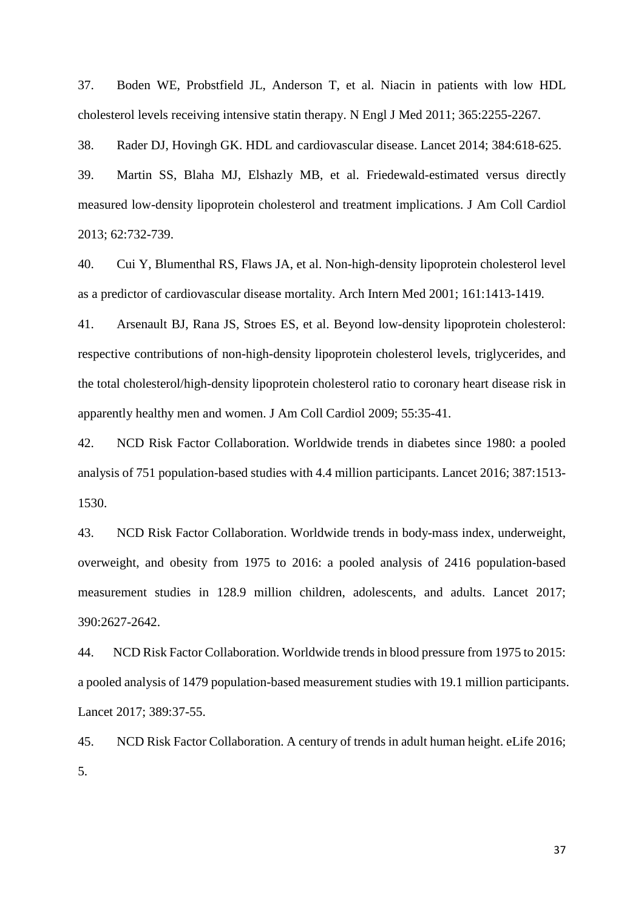37. Boden WE, Probstfield JL, Anderson T, et al. Niacin in patients with low HDL cholesterol levels receiving intensive statin therapy. N Engl J Med 2011; 365:2255-2267.

38. Rader DJ, Hovingh GK. HDL and cardiovascular disease. Lancet 2014; 384:618-625.

39. Martin SS, Blaha MJ, Elshazly MB, et al. Friedewald-estimated versus directly measured low-density lipoprotein cholesterol and treatment implications. J Am Coll Cardiol 2013; 62:732-739.

40. Cui Y, Blumenthal RS, Flaws JA, et al. Non-high-density lipoprotein cholesterol level as a predictor of cardiovascular disease mortality. Arch Intern Med 2001; 161:1413-1419.

41. Arsenault BJ, Rana JS, Stroes ES, et al. Beyond low-density lipoprotein cholesterol: respective contributions of non-high-density lipoprotein cholesterol levels, triglycerides, and the total cholesterol/high-density lipoprotein cholesterol ratio to coronary heart disease risk in apparently healthy men and women. J Am Coll Cardiol 2009; 55:35-41.

42. NCD Risk Factor Collaboration. Worldwide trends in diabetes since 1980: a pooled analysis of 751 population-based studies with 4.4 million participants. Lancet 2016; 387:1513-1530.

43. NCD Risk Factor Collaboration. Worldwide trends in body-mass index, underweight, overweight, and obesity from 1975 to 2016: a pooled analysis of 2416 population-based measurement studies in 128.9 million children, adolescents, and adults. Lancet 2017; 390:2627-2642.

44. NCD Risk Factor Collaboration. Worldwide trends in blood pressure from 1975 to 2015: a pooled analysis of 1479 population-based measurement studies with 19.1 million participants. Lancet 2017; 389:37-55.

45. NCD Risk Factor Collaboration. A century of trends in adult human height. eLife 2016; 5.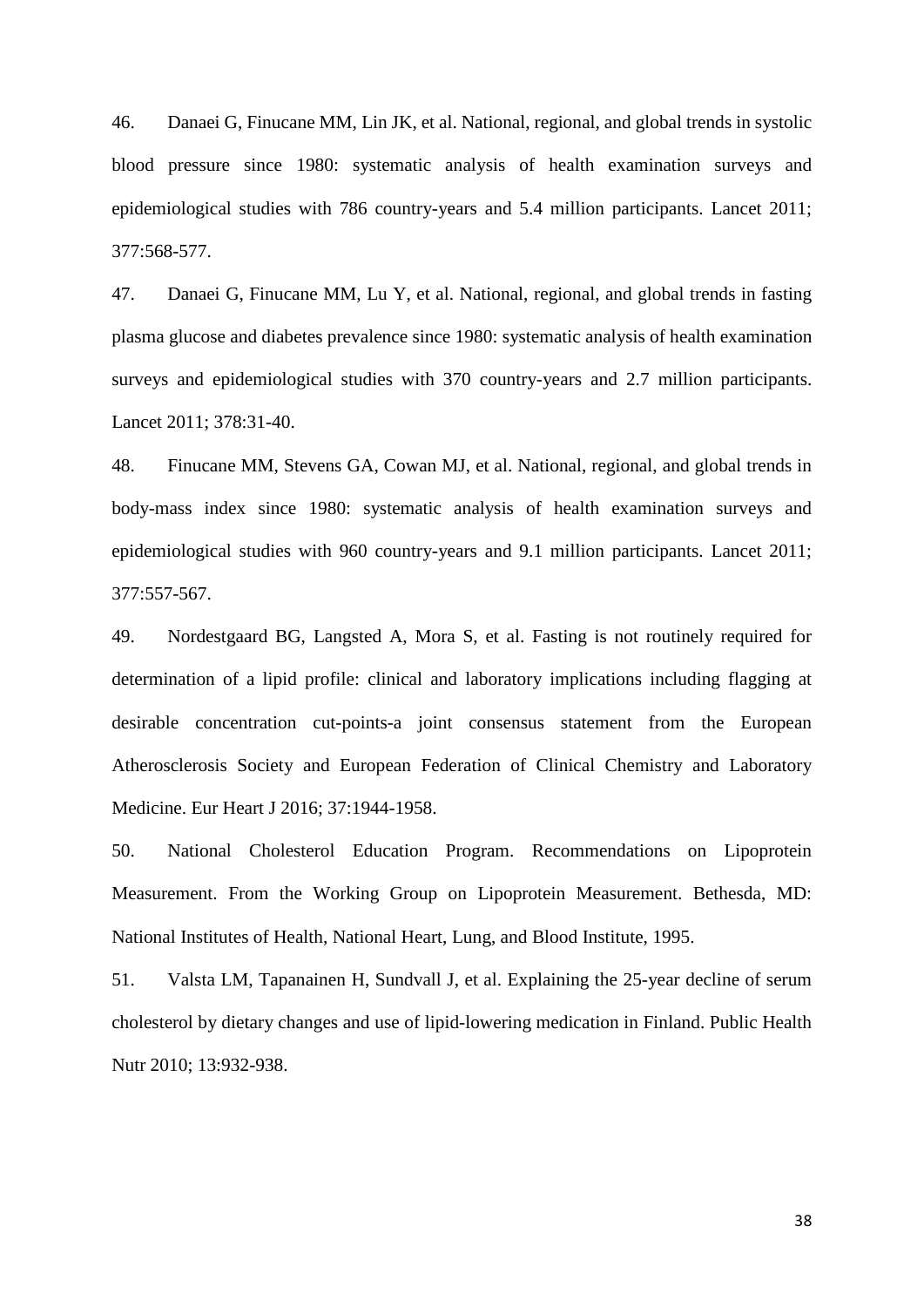46. Danaei G, Finucane MM, Lin JK, et al. National, regional, and global trends in systolic blood pressure since 1980: systematic analysis of health examination surveys and epidemiological studies with 786 country-years and 5.4 million participants. Lancet 2011; 377:568-577.

47. Danaei G, Finucane MM, Lu Y, et al. National, regional, and global trends in fasting plasma glucose and diabetes prevalence since 1980: systematic analysis of health examination surveys and epidemiological studies with 370 country-years and 2.7 million participants. Lancet 2011; 378:31-40.

48. Finucane MM, Stevens GA, Cowan MJ, et al. National, regional, and global trends in body-mass index since 1980: systematic analysis of health examination surveys and epidemiological studies with 960 country-years and 9.1 million participants. Lancet 2011; 377:557-567.

49. Nordestgaard BG, Langsted A, Mora S, et al. Fasting is not routinely required for determination of a lipid profile: clinical and laboratory implications including flagging at desirable concentration cut-points-a joint consensus statement from the European Atherosclerosis Society and European Federation of Clinical Chemistry and Laboratory Medicine. Eur Heart J 2016; 37:1944-1958.

50. National Cholesterol Education Program. Recommendations on Lipoprotein Measurement. From the Working Group on Lipoprotein Measurement. Bethesda, MD: National Institutes of Health, National Heart, Lung, and Blood Institute, 1995.

51. Valsta LM, Tapanainen H, Sundvall J, et al. Explaining the 25-year decline of serum cholesterol by dietary changes and use of lipid-lowering medication in Finland. Public Health Nutr 2010; 13:932-938.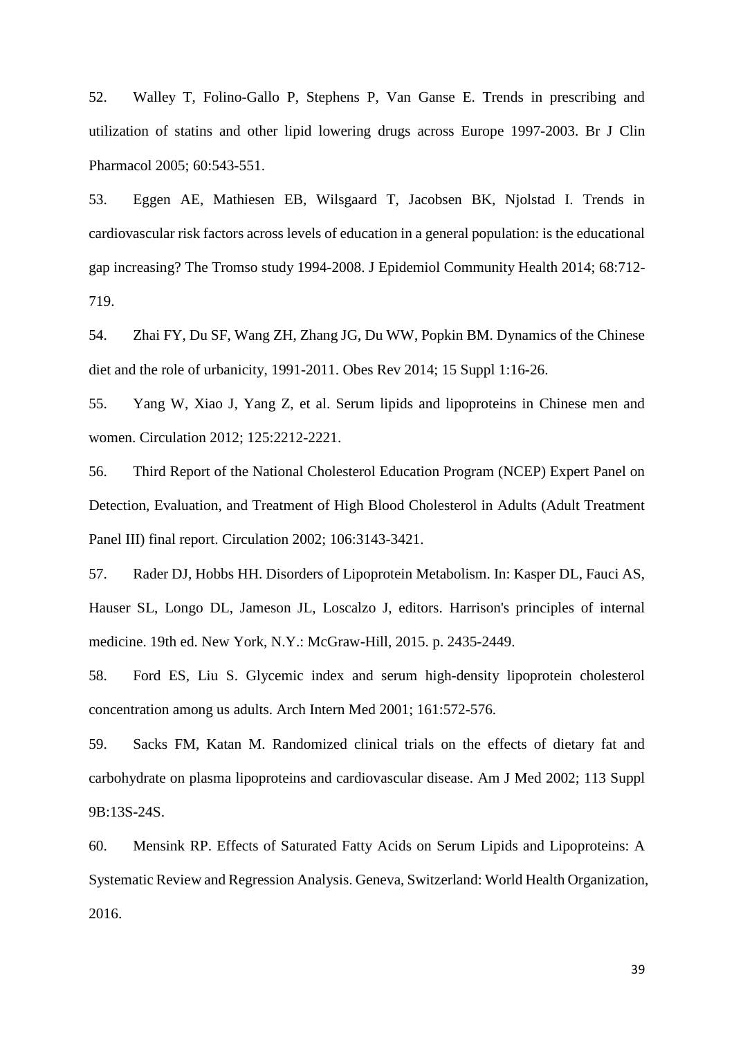52. Walley T, Folino-Gallo P, Stephens P, Van Ganse E. Trends in prescribing and utilization of statins and other lipid lowering drugs across Europe 1997-2003. Br J Clin Pharmacol 2005; 60:543-551.

53. Eggen AE, Mathiesen EB, Wilsgaard T, Jacobsen BK, Njolstad I. Trends in cardiovascular risk factors across levels of education in a general population: is the educational gap increasing? The Tromso study 1994-2008. J Epidemiol Community Health 2014; 68:712-719.

54. Zhai FY, Du SF, Wang ZH, Zhang JG, Du WW, Popkin BM. Dynamics of the Chinese diet and the role of urbanicity, 1991-2011. Obes Rev 2014; 15 Suppl 1:16-26.

55. Yang W, Xiao J, Yang Z, et al. Serum lipids and lipoproteins in Chinese men and women. Circulation 2012; 125:2212-2221.

56. Third Report of the National Cholesterol Education Program (NCEP) Expert Panel on Detection, Evaluation, and Treatment of High Blood Cholesterol in Adults (Adult Treatment Panel III) final report. Circulation 2002; 106:3143-3421.

57. Rader DJ, Hobbs HH. Disorders of Lipoprotein Metabolism. In: Kasper DL, Fauci AS, Hauser SL, Longo DL, Jameson JL, Loscalzo J, editors. Harrison's principles of internal medicine. 19th ed. New York, N.Y.: McGraw-Hill, 2015. p. 2435-2449.

58. Ford ES, Liu S. Glycemic index and serum high-density lipoprotein cholesterol concentration among us adults. Arch Intern Med 2001; 161:572-576.

59. Sacks FM, Katan M. Randomized clinical trials on the effects of dietary fat and carbohydrate on plasma lipoproteins and cardiovascular disease. Am J Med 2002; 113 Suppl 9B:13S-24S.

60. Mensink RP. Effects of Saturated Fatty Acids on Serum Lipids and Lipoproteins: A Systematic Review and Regression Analysis. Geneva, Switzerland: World Health Organization, 2016.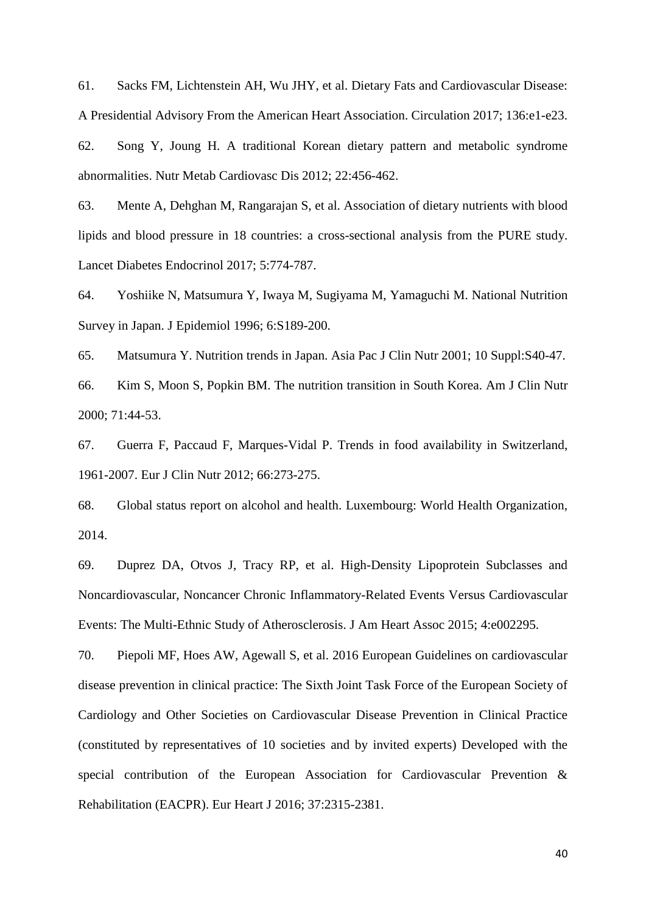61. Sacks FM, Lichtenstein AH, Wu JHY, et al. Dietary Fats and Cardiovascular Disease: A Presidential Advisory From the American Heart Association. Circulation 2017; 136:e1-e23.

62. Song Y, Joung H. A traditional Korean dietary pattern and metabolic syndrome abnormalities. Nutr Metab Cardiovasc Dis 2012; 22:456-462.

63. Mente A, Dehghan M, Rangarajan S, et al. Association of dietary nutrients with blood lipids and blood pressure in 18 countries: a cross-sectional analysis from the PURE study. Lancet Diabetes Endocrinol 2017; 5:774-787.

64. Yoshiike N, Matsumura Y, Iwaya M, Sugiyama M, Yamaguchi M. National Nutrition Survey in Japan. J Epidemiol 1996; 6:S189-200.

65. Matsumura Y. Nutrition trends in Japan. Asia Pac J Clin Nutr 2001; 10 Suppl:S40-47.

66. Kim S, Moon S, Popkin BM. The nutrition transition in South Korea. Am J Clin Nutr 2000; 71:44-53.

67. Guerra F, Paccaud F, Marques-Vidal P. Trends in food availability in Switzerland, 1961-2007. Eur J Clin Nutr 2012; 66:273-275.

68. Global status report on alcohol and health. Luxembourg: World Health Organization, 2014.

69. Duprez DA, Otvos J, Tracy RP, et al. High-Density Lipoprotein Subclasses and Noncardiovascular, Noncancer Chronic Inflammatory-Related Events Versus Cardiovascular Events: The Multi-Ethnic Study of Atherosclerosis. J Am Heart Assoc 2015; 4:e002295.

70. Piepoli MF, Hoes AW, Agewall S, et al. 2016 European Guidelines on cardiovascular disease prevention in clinical practice: The Sixth Joint Task Force of the European Society of Cardiology and Other Societies on Cardiovascular Disease Prevention in Clinical Practice (constituted by representatives of 10 societies and by invited experts) Developed with the special contribution of the European Association for Cardiovascular Prevention & Rehabilitation (EACPR). Eur Heart J 2016; 37:2315-2381.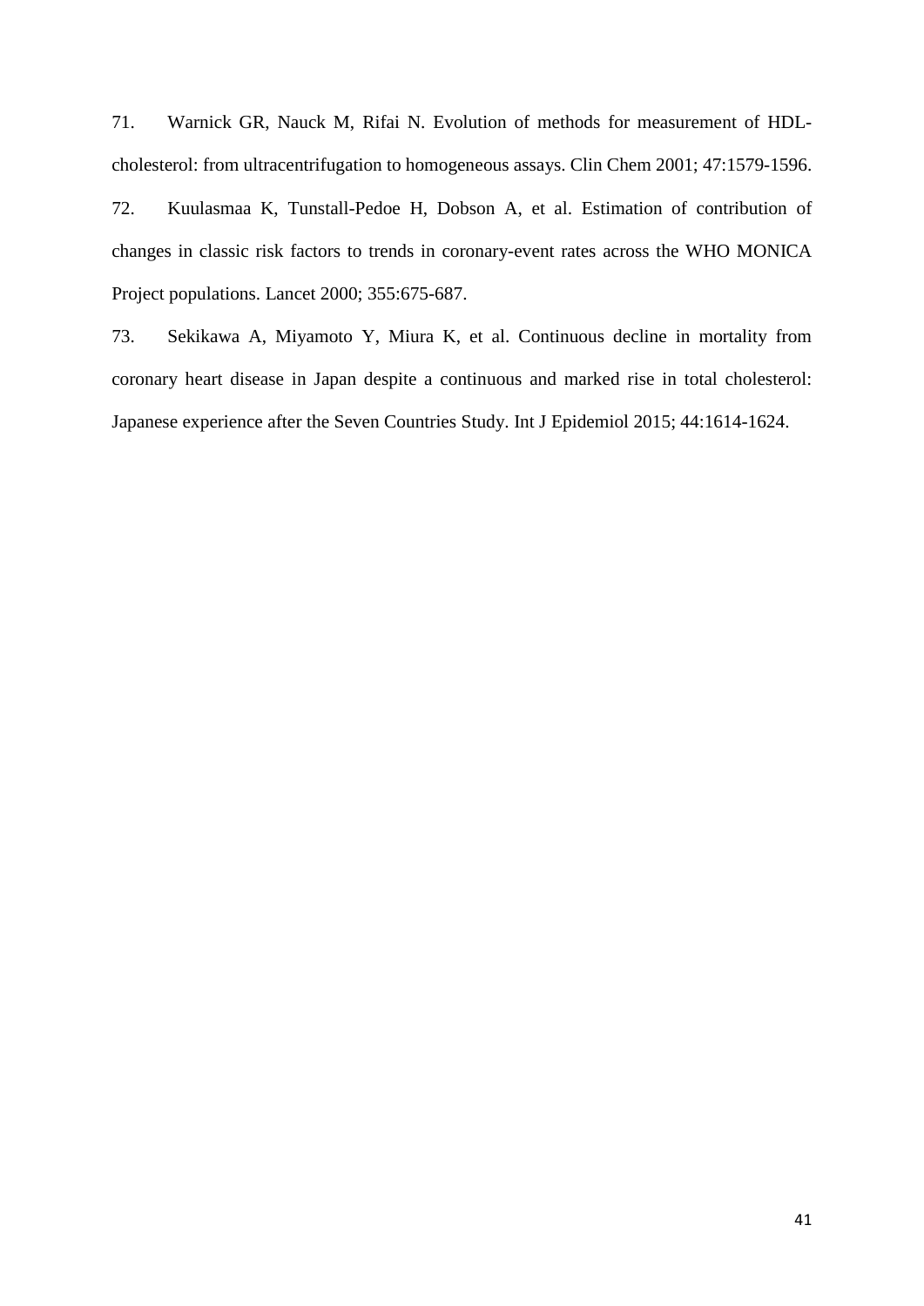71. Warnick GR, Nauck M, Rifai N. Evolution of methods for measurement of HDL-cholesterol: from ultracentrifugation to homogeneous assays. Clin Chem 2001; 47:1579-1596.

72. Kuulasmaa K, Tunstall-Pedoe H, Dobson A, et al. Estimation of contribution of changes in classic risk factors to trends in coronary-event rates across the WHO MONICA Project populations. Lancet 2000; 355:675-687.

73. Sekikawa A, Miyamoto Y, Miura K, et al. Continuous decline in mortality from coronary heart disease in Japan despite a continuous and marked rise in total cholesterol: Japanese experience after the Seven Countries Study. Int J Epidemiol 2015; 44:1614-1624.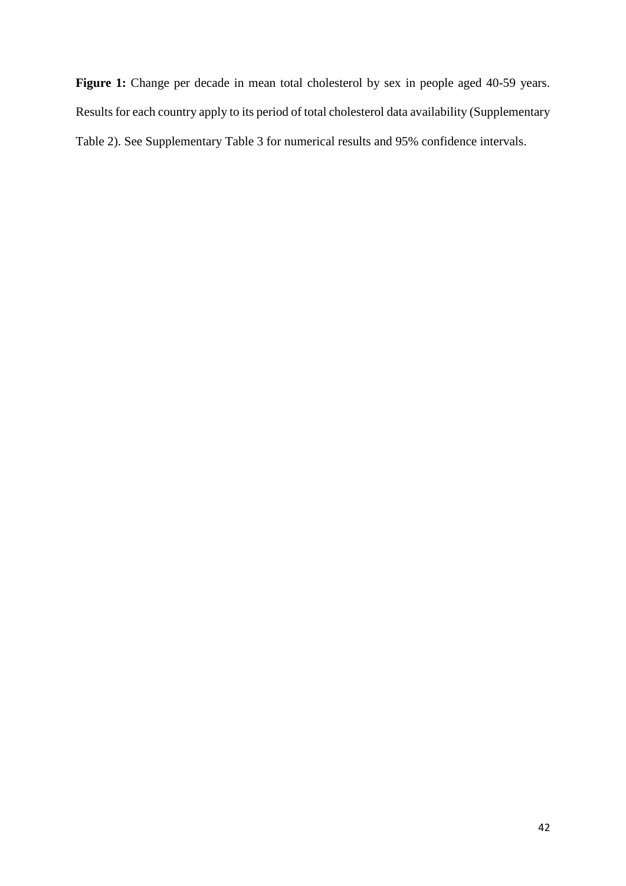**Figure 1:** Change per decade in mean total cholesterol by sex in people aged 40-59 years. Results for each country apply to its period of total cholesterol data availability (Supplementary Table 2). See Supplementary Table 3 for numerical results and 95% confidence intervals.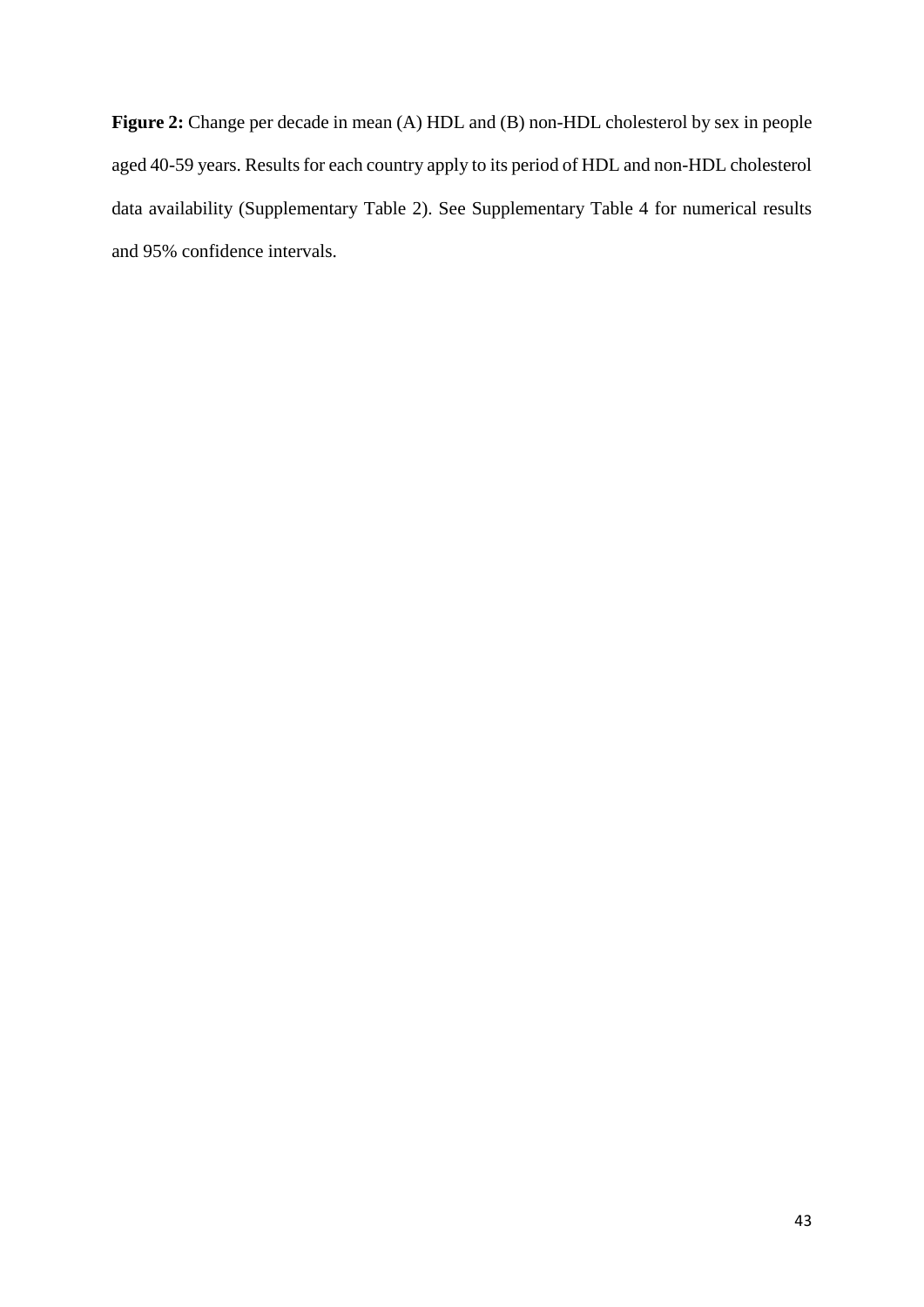**Figure 2:** Change per decade in mean (A) HDL and (B) non-HDL cholesterol by sex in people aged 40-59 years. Results for each country apply to its period of HDL and non-HDL cholesterol data availability (Supplementary Table 2). See Supplementary Table 4 for numerical results and 95% confidence intervals.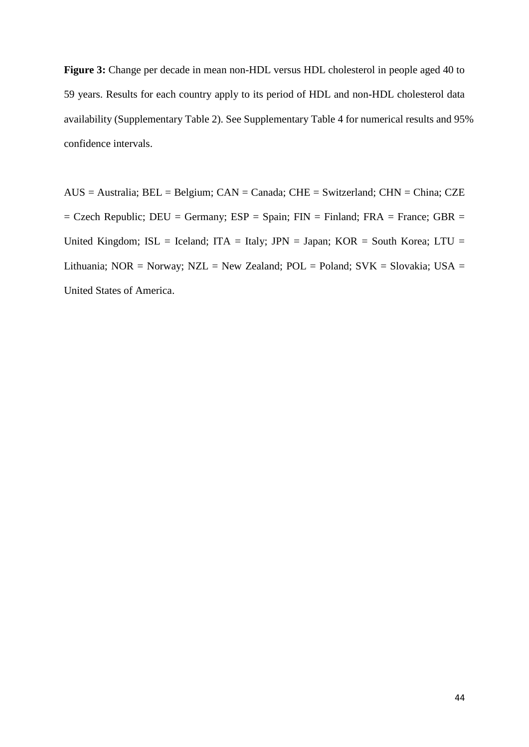**Figure 3:** Change per decade in mean non-HDL versus HDL cholesterol in people aged 40 to 59 years. Results for each country apply to its period of HDL and non-HDL cholesterol data availability (Supplementary Table 2). See Supplementary Table 4 for numerical results and 95% confidence intervals.

AUS = Australia; BEL = Belgium; CAN = Canada; CHE = Switzerland; CHN = China; CZE = Czech Republic; DEU = Germany; ESP = Spain; FIN = Finland; FRA = France; GBR = United Kingdom; ISL = Iceland; ITA = Italy; JPN = Japan; KOR = South Korea; LTU = Lithuania; NOR = Norway; NZL = New Zealand; POL = Poland; SVK = Slovakia; USA = United States of America.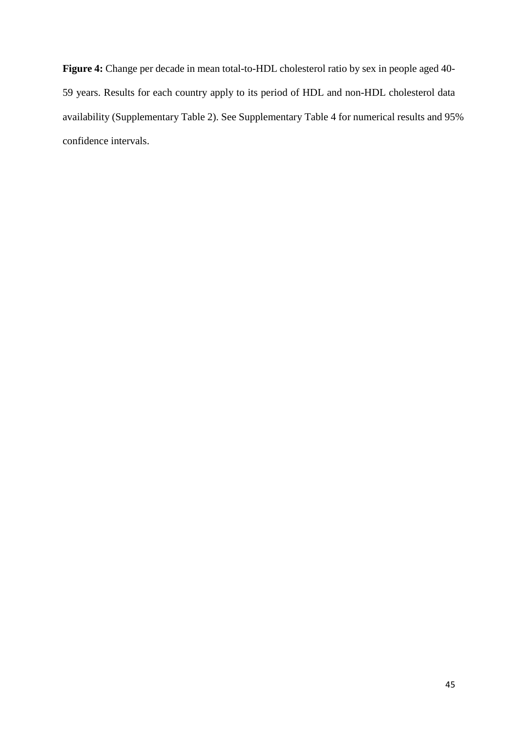**Figure 4:** Change per decade in mean total-to-HDL cholesterol ratio by sex in people aged 40-59 years. Results for each country apply to its period of HDL and non-HDL cholesterol data availability (Supplementary Table 2). See Supplementary Table 4 for numerical results and 95% confidence intervals.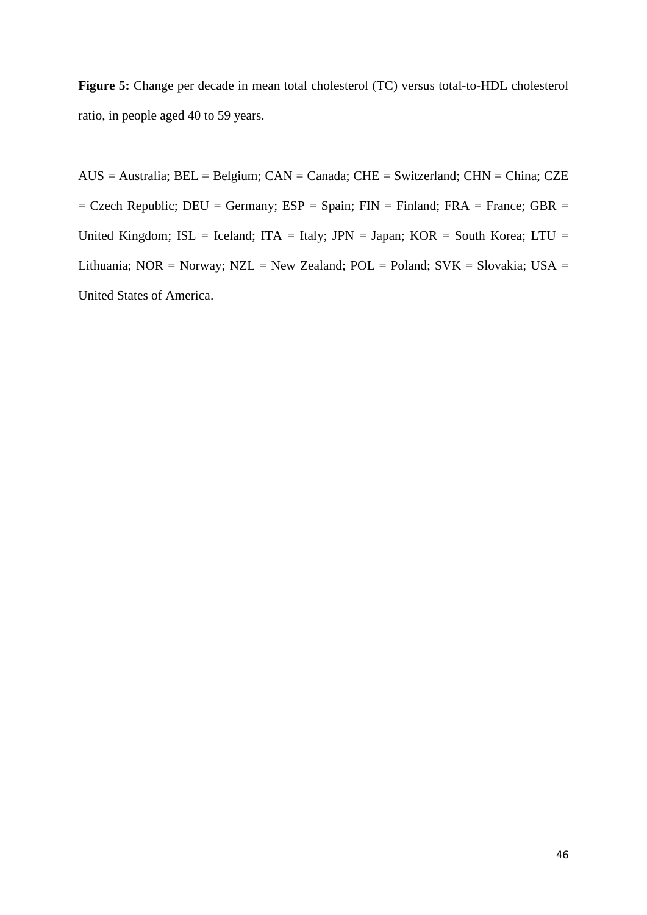**Figure 5:** Change per decade in mean total cholesterol (TC) versus total-to-HDL cholesterol ratio, in people aged 40 to 59 years.

AUS = Australia; BEL = Belgium; CAN = Canada; CHE = Switzerland; CHN = China; CZE = Czech Republic; DEU = Germany; ESP = Spain; FIN = Finland; FRA = France; GBR = United Kingdom; ISL = Iceland; ITA = Italy; JPN = Japan; KOR = South Korea; LTU = Lithuania; NOR = Norway; NZL = New Zealand; POL = Poland; SVK = Slovakia; USA = United States of America.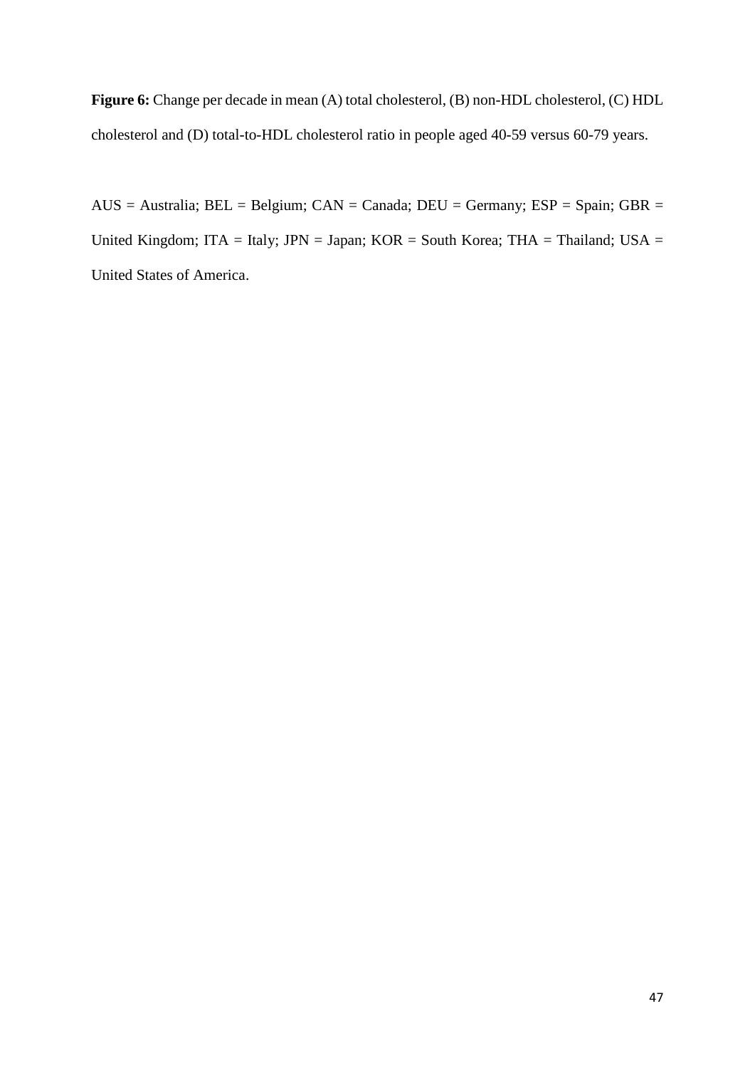**Figure 6:** Change per decade in mean (A) total cholesterol, (B) non-HDL cholesterol, (C) HDL cholesterol and (D) total-to-HDL cholesterol ratio in people aged 40-59 versus 60-79 years.

AUS = Australia; BEL = Belgium; CAN = Canada; DEU = Germany; ESP = Spain; GBR = United Kingdom; ITA = Italy; JPN = Japan; KOR = South Korea; THA = Thailand; USA = United States of America.